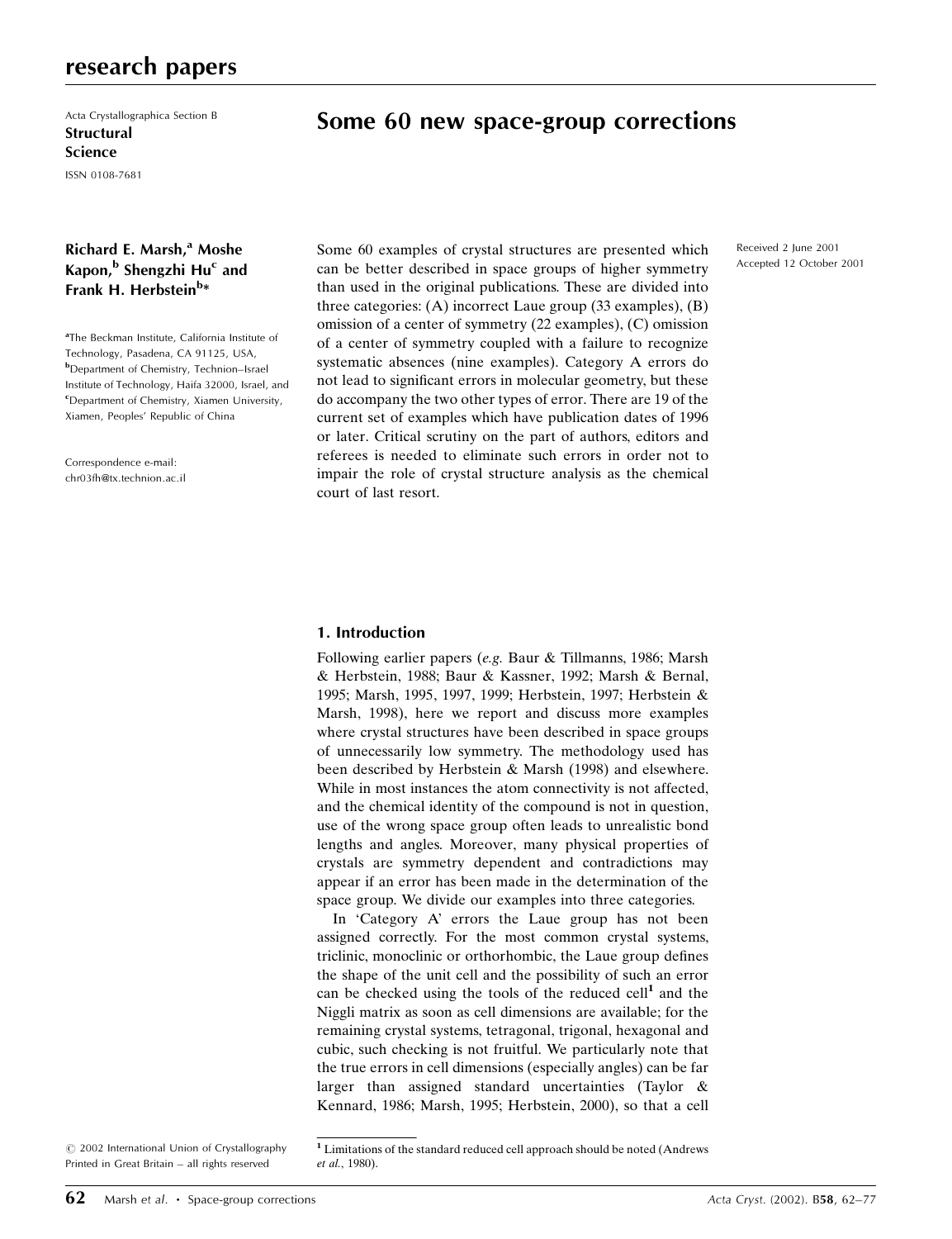Acta Crystallographica Section B

**Structural Science**

ISSN 0108-7681

# Some 60 new space-group corrections

**Richard E. Marsh,[a] Moshe Kapon,[b] Shengzhi Hu[c] and Frank H. Herbstein[b]***

[a]The Beckman Institute, California Institute of Technology, Pasadena, CA 91125, USA, [b]Department of Chemistry, Technion–Israel Institute of Technology, Haifa 32000, Israel, and [c]Department of Chemistry, Xiamen University, Xiamen, Peoples' Republic of China

Correspondence e-mail: chr03fh@tx.technion.ac.il

Received 2 June 2001

Accepted 12 October 2001

Some 60 examples of crystal structures are presented which can be better described in space groups of higher symmetry than used in the original publications. These are divided into three categories: (A) incorrect Laue group (33 examples), (B) omission of a center of symmetry (22 examples), (C) omission of a center of symmetry coupled with a failure to recognize systematic absences (nine examples). Category A errors do not lead to significant errors in molecular geometry, but these do accompany the two other types of error. There are 19 of the current set of examples which have publication dates of 1996 or later. Critical scrutiny on the part of authors, editors and referees is needed to eliminate such errors in order not to impair the role of crystal structure analysis as the chemical court of last resort.

© 2002 International Union of Crystallography
Printed in Great Britain – all rights reserved

## 1. Introduction

Following earlier papers (*e.g.* Baur & Tillmanns, 1986; Marsh & Herbstein, 1988; Baur & Kassner, 1992; Marsh & Bernal, 1995; Marsh, 1995, 1997, 1999; Herbstein, 1997; Herbstein & Marsh, 1998), here we report and discuss more examples where crystal structures have been described in space groups of unnecessarily low symmetry. The methodology used has been described by Herbstein & Marsh (1998) and elsewhere. While in most instances the atom connectivity is not affected, and the chemical identity of the compound is not in question, use of the wrong space group often leads to unrealistic bond lengths and angles. Moreover, many physical properties of crystals are symmetry dependent and contradictions may appear if an error has been made in the determination of the space group. We divide our examples into three categories.

In 'Category A' errors the Laue group has not been assigned correctly. For the most common crystal systems, triclinic, monoclinic or orthorhombic, the Laue group defines the shape of the unit cell and the possibility of such an error can be checked using the tools of the reduced cell[1] and the Niggli matrix as soon as cell dimensions are available; for the remaining crystal systems, tetragonal, trigonal, hexagonal and cubic, such checking is not fruitful. We particularly note that the true errors in cell dimensions (especially angles) can be far larger than assigned standard uncertainties (Taylor & Kennard, 1986; Marsh, 1995; Herbstein, 2000), so that a cell

[1] Limitations of the standard reduced cell approach should be noted (Andrews *et al.*, 1980).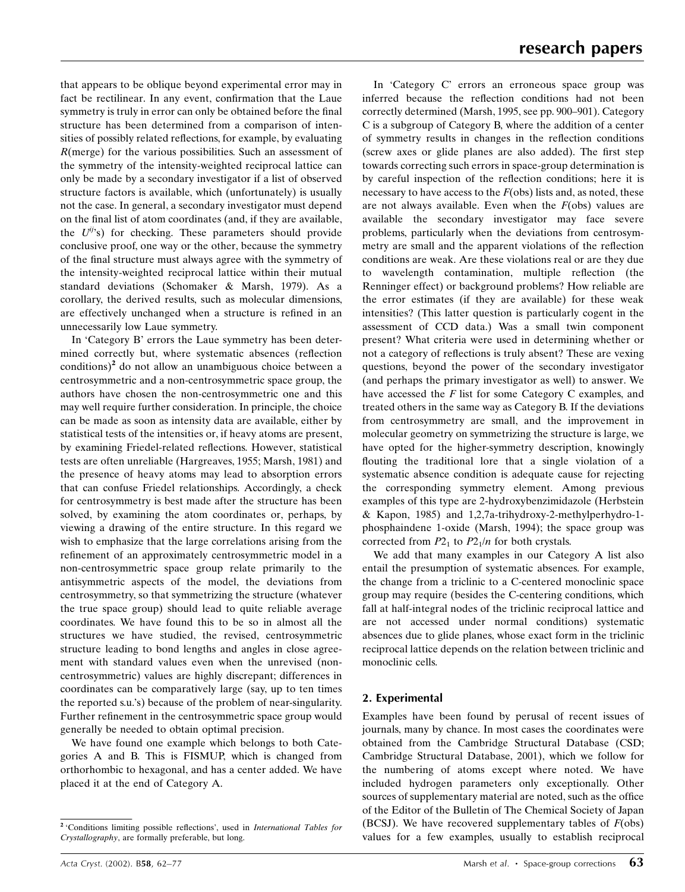that appears to be oblique beyond experimental error may in fact be rectilinear. In any event, confirmation that the Laue symmetry is truly in error can only be obtained before the final structure has been determined from a comparison of intensities of possibly related reflections, for example, by evaluating $R$(merge) for the various possibilities. Such an assessment of the symmetry of the intensity-weighted reciprocal lattice can only be made by a secondary investigator if a list of observed structure factors is available, which (unfortunately) is usually not the case. In general, a secondary investigator must depend on the final list of atom coordinates (and, if they are available, the $U^{ij}$'s) for checking. These parameters should provide conclusive proof, one way or the other, because the symmetry of the final structure must always agree with the symmetry of the intensity-weighted reciprocal lattice within their mutual standard deviations (Schomaker & Marsh, 1979). As a corollary, the derived results, such as molecular dimensions, are effectively unchanged when a structure is refined in an unnecessarily low Laue symmetry.

In 'Category B' errors the Laue symmetry has been determined correctly but, where systematic absences (reflection conditions)[2] do not allow an unambiguous choice between a centrosymmetric and a non-centrosymmetric space group, the authors have chosen the non-centrosymmetric one and this may well require further consideration. In principle, the choice can be made as soon as intensity data are available, either by statistical tests of the intensities or, if heavy atoms are present, by examining Friedel-related reflections. However, statistical tests are often unreliable (Hargreaves, 1955; Marsh, 1981) and the presence of heavy atoms may lead to absorption errors that can confuse Friedel relationships. Accordingly, a check for centrosymmetry is best made after the structure has been solved, by examining the atom coordinates or, perhaps, by viewing a drawing of the entire structure. In this regard we wish to emphasize that the large correlations arising from the refinement of an approximately centrosymmetric model in a non-centrosymmetric space group relate primarily to the antisymmetric aspects of the model, the deviations from centrosymmetry, so that symmetrizing the structure (whatever the true space group) should lead to quite reliable average coordinates. We have found this to be so in almost all the structures we have studied, the revised, centrosymmetric structure leading to bond lengths and angles in close agreement with standard values even when the unrevised (non-centrosymmetric) values are highly discrepant; differences in coordinates can be comparatively large (say, up to ten times the reported s.u.'s) because of the problem of near-singularity. Further refinement in the centrosymmetric space group would generally be needed to obtain optimal precision.

We have found one example which belongs to both Categories A and B. This is FISMUP, which is changed from orthorhombic to hexagonal, and has a center added. We have placed it at the end of Category A.

In 'Category C' errors an erroneous space group was inferred because the reflection conditions had not been correctly determined (Marsh, 1995, see pp. 900–901). Category C is a subgroup of Category B, where the addition of a center of symmetry results in changes in the reflection conditions (screw axes or glide planes are also added). The first step towards correcting such errors in space-group determination is by careful inspection of the reflection conditions; here it is necessary to have access to the $F$(obs) lists and, as noted, these are not always available. Even when the $F$(obs) values are available the secondary investigator may face severe problems, particularly when the deviations from centrosymmetry are small and the apparent violations of the reflection conditions are weak. Are these violations real or are they due to wavelength contamination, multiple reflection (the Renninger effect) or background problems? How reliable are the error estimates (if they are available) for these weak intensities? (This latter question is particularly cogent in the assessment of CCD data.) Was a small twin component present? What criteria were used in determining whether or not a category of reflections is truly absent? These are vexing questions, beyond the power of the secondary investigator (and perhaps the primary investigator as well) to answer. We have accessed the $F$ list for some Category C examples, and treated others in the same way as Category B. If the deviations from centrosymmetry are small, and the improvement in molecular geometry on symmetrizing the structure is large, we have opted for the higher-symmetry description, knowingly flouting the traditional lore that a single violation of a systematic absence condition is adequate cause for rejecting the corresponding symmetry element. Among previous examples of this type are 2-hydroxybenzimidazole (Herbstein & Kapon, 1985) and 1,2,7a-trihydroxy-2-methylperhydro-1-phosphaindene 1-oxide (Marsh, 1994); the space group was corrected from $P2_1$ to $P2_1/n$ for both crystals.

We add that many examples in our Category A list also entail the presumption of systematic absences. For example, the change from a triclinic to a C-centered monoclinic space group may require (besides the C-centering conditions, which fall at half-integral nodes of the triclinic reciprocal lattice and are not accessed under normal conditions) systematic absences due to glide planes, whose exact form in the triclinic reciprocal lattice depends on the relation between triclinic and monoclinic cells.

## 2. Experimental

Examples have been found by perusal of recent issues of journals, many by chance. In most cases the coordinates were obtained from the Cambridge Structural Database (CSD; Cambridge Structural Database, 2001), which we follow for the numbering of atoms except where noted. We have included hydrogen parameters only exceptionally. Other sources of supplementary material are noted, such as the office of the Editor of the Bulletin of The Chemical Society of Japan (BCSJ). We have recovered supplementary tables of $F$(obs) values for a few examples, usually to establish reciprocal

[2] 'Conditions limiting possible reflections', used in *International Tables for Crystallography*, are formally preferable, but long.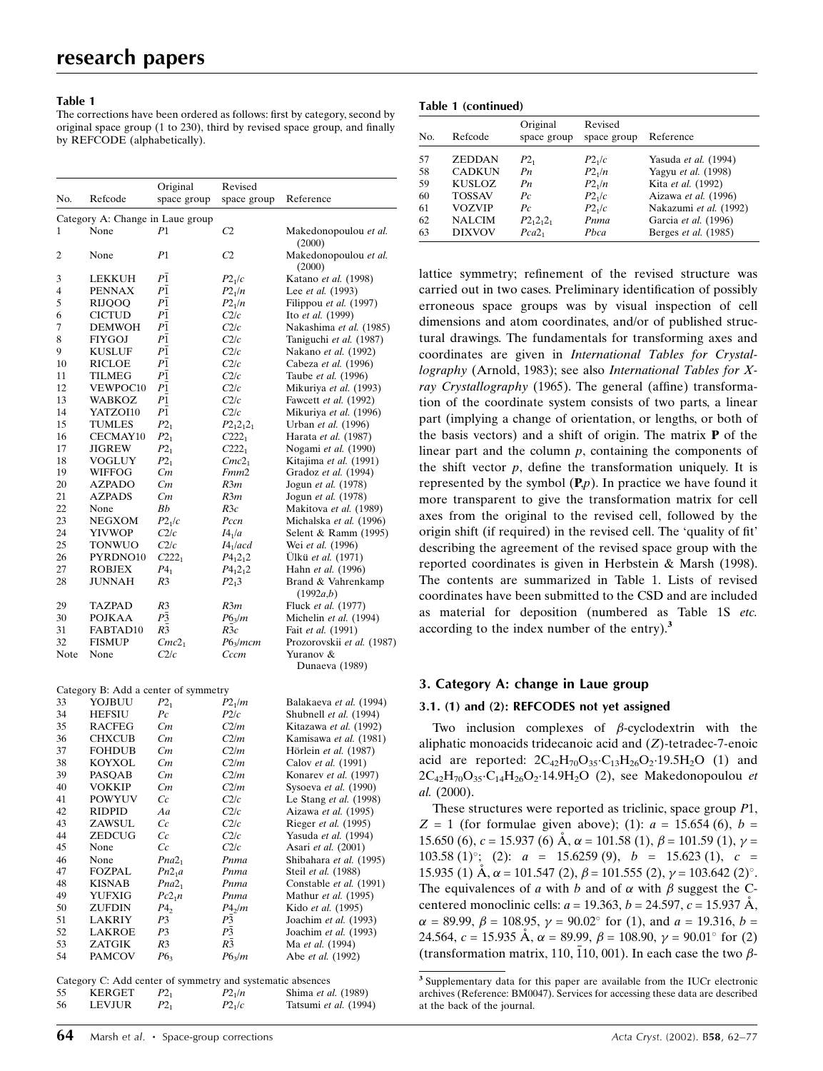**Table 1**
The corrections have been ordered as follows: first by category, second by original space group (1 to 230), third by revised space group, and finally by REFCODE (alphabetically).

| No. | Refcode | Original space group | Revised space group | Reference |
|---|---|---|---|---|
| Category A: Change in Laue group | | | | |
| 1 | None | $P1$ | $C2$ | Makedonopoulou *et al.* (2000) |
| 2 | None | $P1$ | $C2$ | Makedonopoulou *et al.* (2000) |
| 3 | LEKKUH | $P\bar{1}$ | $P2_1/c$ | Katano *et al.* (1998) |
| 4 | PENNAX | $P\bar{1}$ | $P2_1/n$ | Lee *et al.* (1993) |
| 5 | RIJQOQ | $P\bar{1}$ | $P2_1/n$ | Filippou *et al.* (1997) |
| 6 | CICTUD | $P\bar{1}$ | $C2/c$ | Ito *et al.* (1999) |
| 7 | DEMWOH | $P\bar{1}$ | $C2/c$ | Nakashima *et al.* (1985) |
| 8 | FIYGOJ | $P\bar{1}$ | $C2/c$ | Taniguchi *et al.* (1987) |
| 9 | KUSLUF | $P\bar{1}$ | $C2/c$ | Nakano *et al.* (1992) |
| 10 | RICLOE | $P\bar{1}$ | $C2/c$ | Cabeza *et al.* (1996) |
| 11 | TILMEG | $P\bar{1}$ | $C2/c$ | Taube *et al.* (1996) |
| 12 | VEWPOC10 | $P\bar{1}$ | $C2/c$ | Mikuriya *et al.* (1993) |
| 13 | WABKOZ | $P\bar{1}$ | $C2/c$ | Fawcett *et al.* (1992) |
| 14 | YATZOI10 | $P\bar{1}$ | $C2/c$ | Mikuriya *et al.* (1996) |
| 15 | TUMLES | $P2_1$ | $P2_12_12_1$ | Urban *et al.* (1996) |
| 16 | CECMAY10 | $P2_1$ | $C222_1$ | Harata *et al.* (1987) |
| 17 | JIGREW | $P2_1$ | $C222_1$ | Nogami *et al.* (1990) |
| 18 | VOGLUY | $P2_1$ | $Cmc2_1$ | Kitajima *et al.* (1991) |
| 19 | WIFFOG | $Cm$ | $Fmm2$ | Gradoz *et al.* (1994) |
| 20 | AZPADO | $Cm$ | $R3m$ | Jogun *et al.* (1978) |
| 21 | AZPADS | $Cm$ | $R3m$ | Jogun *et al.* (1978) |
| 22 | None | $Bb$ | $R3c$ | Makitova *et al.* (1989) |
| 23 | NEGXOM | $P2_1/c$ | $Pccn$ | Michalska *et al.* (1996) |
| 24 | YIVWOP | $C2/c$ | $I4_1/a$ | Selent & Ramm (1995) |
| 25 | TONWUO | $C2/c$ | $I4_1/acd$ | Wei *et al.* (1996) |
| 26 | PYRDNO10 | $C222_1$ | $P4_12_12$ | Ülkü *et al.* (1971) |
| 27 | ROBJEX | $P4_1$ | $P4_12_12$ | Hahn *et al.* (1996) |
| 28 | JUNNAH | $R3$ | $P2_13$ | Brand & Vahrenkamp (1992*a*,*b*) |
| 29 | TAZPAD | $R3$ | $R3m$ | Fluck *et al.* (1977) |
| 30 | POJKAA | $P\bar{3}$ | $P6_3/m$ | Michelin *et al.* (1994) |
| 31 | FABTAD10 | $R\bar{3}$ | $R\bar{3}c$ | Fait *et al.* (1991) |
| 32 | FISMUP | $Cmc2_1$ | $P6_3/mcm$ | Prozorovskii *et al.* (1987) |
| Note | None | $C2/c$ | $Cccm$ | Yuranov & Dunaeva (1989) |
| Category B: Add a center of symmetry | | | | |
| 33 | YOJBUU | $P2_1$ | $P2_1/m$ | Balakaeva *et al.* (1994) |
| 34 | HEFSIU | $Pc$ | $P2/c$ | Shubnell *et al.* (1994) |
| 35 | RACFEG | $Cm$ | $C2/m$ | Kitazawa *et al.* (1992) |
| 36 | CHXCUB | $Cm$ | $C2/m$ | Kamisawa *et al.* (1981) |
| 37 | FOHDUB | $Cm$ | $C2/m$ | Hörlein *et al.* (1987) |
| 38 | KOYXOL | $Cm$ | $C2/m$ | Calov *et al.* (1991) |
| 39 | PASQAB | $Cm$ | $C2/m$ | Konarev *et al.* (1997) |
| 40 | VOKKIP | $Cm$ | $C2/m$ | Sysoeva *et al.* (1990) |
| 41 | POWYUV | $Cc$ | $C2/c$ | Le Stang *et al.* (1998) |
| 42 | RIDPID | $Aa$ | $C2/c$ | Aizawa *et al.* (1995) |
| 43 | ZAWSUL | $Cc$ | $C2/c$ | Rieger *et al.* (1995) |
| 44 | ZEDCUG | $Cc$ | $C2/c$ | Yasuda *et al.* (1994) |
| 45 | None | $Cc$ | $C2/c$ | Asari *et al.* (2001) |
| 46 | None | $Pna2_1$ | $Pnma$ | Shibahara *et al.* (1995) |
| 47 | FOZPAL | $Pn2_1a$ | $Pnma$ | Steil *et al.* (1988) |
| 48 | KISNAB | $Pna2_1$ | $Pnma$ | Constable *et al.* (1991) |
| 49 | YUFXIG | $Pc2_1n$ | $Pnma$ | Mathur *et al.* (1995) |
| 50 | ZUFDIN | $P4_2$ | $P4_2/m$ | Kido *et al.* (1995) |
| 51 | LAKRIY | $P3$ | $P\bar{3}$ | Joachim *et al.* (1993) |
| 52 | LAKROE | $P3$ | $P\bar{3}$ | Joachim *et al.* (1993) |
| 53 | ZATGIK | $R3$ | $R\bar{3}$ | Ma *et al.* (1994) |
| 54 | PAMCOV | $P6_3$ | $P6_3/m$ | Abe *et al.* (1992) |
| Category C: Add center of symmetry and systematic absences | | | | |
| 55 | KERGET | $P2_1$ | $P2_1/n$ | Shima *et al.* (1989) |
| 56 | LEVJUR | $P2_1$ | $P2_1/c$ | Tatsumi *et al.* (1994) |
| 57 | ZEDDAN | $P2_1$ | $P2_1/c$ | Yasuda *et al.* (1994) |
| 58 | CADKUN | $Pn$ | $P2_1/n$ | Yagyu *et al.* (1998) |
| 59 | KUSLOZ | $Pn$ | $P2_1/n$ | Kita *et al.* (1992) |
| 60 | TOSSAV | $Pc$ | $P2_1/c$ | Aizawa *et al.* (1996) |
| 61 | VOZVIP | $Pc$ | $P2_1/c$ | Nakazumi *et al.* (1992) |
| 62 | NALCIM | $P2_12_12_1$ | $Pnma$ | Garcia *et al.* (1996) |
| 63 | DIXVOV | $Pca2_1$ | $Pbca$ | Berges *et al.* (1985) |

lattice symmetry; refinement of the revised structure was carried out in two cases. Preliminary identification of possibly erroneous space groups was by visual inspection of cell dimensions and atom coordinates, and/or of published structural drawings. The fundamentals for transforming axes and coordinates are given in *International Tables for Crystallography* (Arnold, 1983); see also *International Tables for X-ray Crystallography* (1965). The general (affine) transformation of the coordinate system consists of two parts, a linear part (implying a change of orientation, or lengths, or both of the basis vectors) and a shift of origin. The matrix **P** of the linear part and the column $p$, containing the components of the shift vector $p$, define the transformation uniquely. It is represented by the symbol (**P**,$p$). In practice we have found it more transparent to give the transformation matrix for cell axes from the original to the revised cell, followed by the origin shift (if required) in the revised cell. The 'quality of fit' describing the agreement of the revised space group with the reported coordinates is given in Herbstein & Marsh (1998). The contents are summarized in Table 1. Lists of revised coordinates have been submitted to the CSD and are included as material for deposition (numbered as Table 1S *etc.* according to the index number of the entry).[3]

## 3. Category A: change in Laue group

### 3.1. (1) and (2): REFCODES not yet assigned

Two inclusion complexes of $\beta$-cyclodextrin with the aliphatic monoacids tridecanoic acid and ($Z$)-tetradec-7-enoic acid are reported: $2C_{42}H_{70}O_{35}{\cdot}C_{13}H_{26}O_2{\cdot}19.5H_2O$ (1) and $2C_{42}H_{70}O_{35}{\cdot}C_{14}H_{26}O_2{\cdot}14.9H_2O$ (2), see Makedonopoulou *et al.* (2000).

These structures were reported as triclinic, space group $P1$, $Z$ = 1 (for formulae given above); (1): $a$ = 15.654 (6), $b$ = 15.650 (6), $c$ = 15.937 (6) Å, $\alpha$ = 101.58 (1), $\beta$ = 101.59 (1), $\gamma$ = 103.58 (1)°; (2): $a$ = 15.6259 (9), $b$ = 15.623 (1), $c$ = 15.935 (1) Å, $\alpha$ = 101.547 (2), $\beta$ = 101.555 (2), $\gamma$ = 103.642 (2)°. The equivalences of $a$ with $b$ and of $\alpha$ with $\beta$ suggest the C-centered monoclinic cells: $a$ = 19.363, $b$ = 24.597, $c$ = 15.937 Å, $\alpha$ = 89.99, $\beta$ = 108.95, $\gamma$ = 90.02° for (1), and $a$ = 19.316, $b$ = 24.564, $c$ = 15.935 Å, $\alpha$ = 89.99, $\beta$ = 108.90, $\gamma$ = 90.01° for (2) (transformation matrix, 110, $\bar{1}$10, 001). In each case the two $\beta$-

[3] Supplementary data for this paper are available from the IUCr electronic archives (Reference: BM0047). Services for accessing these data are described at the back of the journal.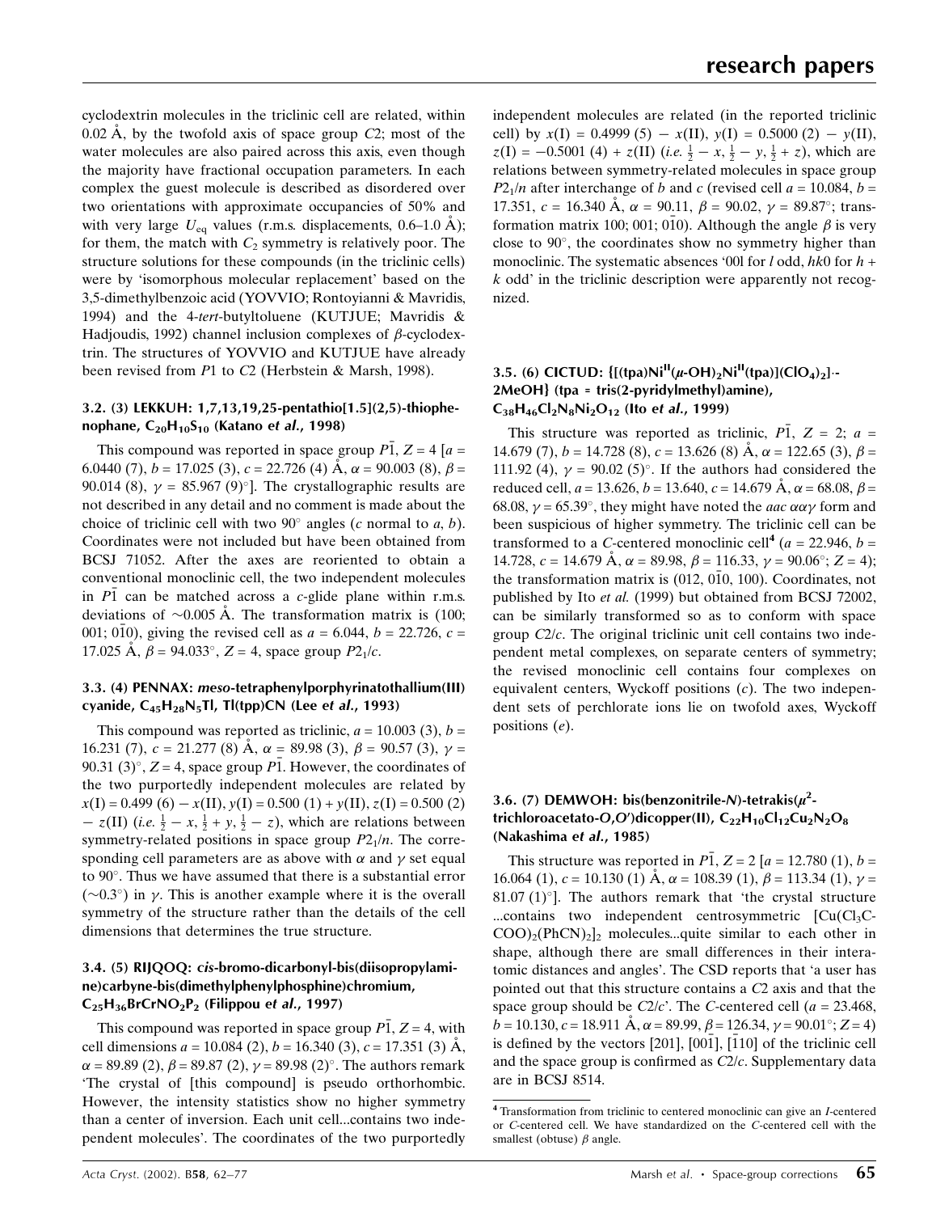cyclodextrin molecules in the triclinic cell are related, within 0.02 Å, by the twofold axis of space group $C2$; most of the water molecules are also paired across this axis, even though the majority have fractional occupation parameters. In each complex the guest molecule is described as disordered over two orientations with approximate occupancies of 50% and with very large $U_{eq}$ values (r.m.s. displacements, 0.6–1.0 Å); for them, the match with $C_2$ symmetry is relatively poor. The structure solutions for these compounds (in the triclinic cells) were by 'isomorphous molecular replacement' based on the 3,5-dimethylbenzoic acid (YOVVIO; Rontoyianni & Mavridis, 1994) and the 4-*tert*-butyltoluene (KUTJUE; Mavridis & Hadjoudis, 1992) channel inclusion complexes of β-cyclodextrin. The structures of YOVVIO and KUTJUE have already been revised from $P1$ to $C2$ (Herbstein & Marsh, 1998).

### 3.2. (3) LEKKUH: 1,7,13,19,25-pentathio[1.5](2,5)-thiophenophane, $C_{20}H_{10}S_{10}$ (Katano *et al.*, 1998)

This compound was reported in space group $P\bar{1}$, $Z = 4$ [$a$ = 6.0440 (7), $b$ = 17.025 (3), $c$ = 22.726 (4) Å, $\alpha$ = 90.003 (8), $\beta$ = 90.014 (8), $\gamma$ = 85.967 (9)°]. The crystallographic results are not described in any detail and no comment is made about the choice of triclinic cell with two 90° angles ($c$ normal to $a$, $b$). Coordinates were not included but have been obtained from BCSJ 71052. After the axes are reoriented to obtain a conventional monoclinic cell, the two independent molecules in $P\bar{1}$ can be matched across a $c$-glide plane within r.m.s. deviations of ~0.005 Å. The transformation matrix is (100; 001; 0$\bar{1}$0), giving the revised cell as $a$ = 6.044, $b$ = 22.726, $c$ = 17.025 Å, $\beta$ = 94.033°, $Z$ = 4, space group $P2_1/c$.

### 3.3. (4) PENNAX: *meso*-tetraphenylporphyrinatothallium(III) cyanide, $C_{45}H_{28}N_5Tl$, Tl(tpp)CN (Lee *et al.*, 1993)

This compound was reported as triclinic, $a$ = 10.003 (3), $b$ = 16.231 (7), $c$ = 21.277 (8) Å, $\alpha$ = 89.98 (3), $\beta$ = 90.57 (3), $\gamma$ = 90.31 (3)°, $Z$ = 4, space group $P\bar{1}$. However, the coordinates of the two purportedly independent molecules are related by $x$(I) = 0.499 (6) − $x$(II), $y$(I) = 0.500 (1) + $y$(II), $z$(I) = 0.500 (2) − $z$(II) (*i.e.* $\frac{1}{2} - x, \frac{1}{2} + y, \frac{1}{2} - z$), which are relations between symmetry-related positions in space group $P2_1/n$. The corresponding cell parameters are as above with $\alpha$ and $\gamma$ set equal to 90°. Thus we have assumed that there is a substantial error (~0.3°) in $\gamma$. This is another example where it is the overall symmetry of the structure rather than the details of the cell dimensions that determines the true structure.

### 3.4. (5) RIJQOQ: *cis*-bromo-dicarbonyl-bis(diisopropylamine)carbyne-bis(dimethylphenylphosphine)chromium, $C_{25}H_{36}BrCrNO_2P_2$ (Filippou *et al.*, 1997)

This compound was reported in space group $P\bar{1}$, $Z$ = 4, with cell dimensions $a$ = 10.084 (2), $b$ = 16.340 (3), $c$ = 17.351 (3) Å, $\alpha$ = 89.89 (2), $\beta$ = 89.87 (2), $\gamma$ = 89.98 (2)°. The authors remark 'The crystal of [this compound] is pseudo orthorhombic. However, the intensity statistics show no higher symmetry than a center of inversion. Each unit cell...contains two independent molecules'. The coordinates of the two purportedly independent molecules are related (in the reported triclinic cell) by $x$(I) = 0.4999 (5) − $x$(II), $y$(I) = 0.5000 (2) − $y$(II), $z$(I) = −0.5001 (4) + $z$(II) (*i.e.* $\frac{1}{2} - x, \frac{1}{2} - y, \frac{1}{2} + z$), which are relations between symmetry-related molecules in space group $P2_1/n$ after interchange of $b$ and $c$ (revised cell $a$ = 10.084, $b$ = 17.351, $c$ = 16.340 Å, $\alpha$ = 90.11, $\beta$ = 90.02, $\gamma$ = 89.87°; transformation matrix 100; 001; 0$\bar{1}$0). Although the angle $\beta$ is very close to 90°, the coordinates show no symmetry higher than monoclinic. The systematic absences '00$l$ for $l$ odd, $hk$0 for $h$ + $k$ odd' in the triclinic description were apparently not recognized.

### 3.5. (6) CICTUD: {[(tpa)Ni$^{II}$($\mu$-OH)$_2$Ni$^{II}$(tpa)](ClO$_4$)$_2$}·2MeOH} (tpa = tris(2-pyridylmethyl)amine), $C_{38}H_{46}Cl_2N_8Ni_2O_{12}$ (Ito *et al.*, 1999)

This structure was reported as triclinic, $P\bar{1}$, $Z$ = 2; $a$ = 14.679 (7), $b$ = 14.728 (8), $c$ = 13.626 (8) Å, $\alpha$ = 122.65 (3), $\beta$ = 111.92 (4), $\gamma$ = 90.02 (5)°. If the authors had considered the reduced cell, $a$ = 13.626, $b$ = 13.640, $c$ = 14.679 Å, $\alpha$ = 68.08, $\beta$ = 68.08, $\gamma$ = 65.39°, they might have noted the $aac$ $\alpha\alpha\gamma$ form and been suspicious of higher symmetry. The triclinic cell can be transformed to a $C$-centered monoclinic cell[4] ($a$ = 22.946, $b$ = 14.728, $c$ = 14.679 Å, $\alpha$ = 89.98, $\beta$ = 116.33, $\gamma$ = 90.06°; $Z$ = 4); the transformation matrix is (012, 0$\bar{1}$0, 100). Coordinates, not published by Ito *et al.* (1999) but obtained from BCSJ 72002, can be similarly transformed so as to conform with space group $C2/c$. The original triclinic unit cell contains two independent metal complexes, on separate centers of symmetry; the revised monoclinic cell contains four complexes on equivalent centers, Wyckoff positions ($c$). The two independent sets of perchlorate ions lie on twofold axes, Wyckoff positions ($e$).

### 3.6. (7) DEMWOH: bis(benzonitrile-*N*)-tetrakis($\mu^2$-trichloroacetato-*O*,*O*′)dicopper(II), $C_{22}H_{10}Cl_{12}Cu_2N_2O_8$ (Nakashima *et al.*, 1985)

This structure was reported in $P\bar{1}$, $Z$ = 2 [$a$ = 12.780 (1), $b$ = 16.064 (1), $c$ = 10.130 (1) Å, $\alpha$ = 108.39 (1), $\beta$ = 113.34 (1), $\gamma$ = 81.07 (1)°]. The authors remark that 'the crystal structure ...contains two independent centrosymmetric [Cu(Cl$_3$C-COO)$_2$(PhCN)]$_2$ molecules...quite similar to each other in shape, although there are small differences in their interatomic distances and angles'. The CSD reports that 'a user has pointed out that this structure contains a $C2$ axis and that the space group should be $C2/c$'. The $C$-centered cell ($a$ = 23.468, $b$ = 10.130, $c$ = 18.911 Å, $\alpha$ = 89.99, $\beta$ = 126.34, $\gamma$ = 90.01°; $Z$ = 4) is defined by the vectors [201], [00$\bar{1}$], [$\bar{1}$10] of the triclinic cell and the space group is confirmed as $C2/c$. Supplementary data are in BCSJ 8514.

[4] Transformation from triclinic to centered monoclinic can give an $I$-centered or $C$-centered cell. We have standardized on the $C$-centered cell with the smallest (obtuse) $\beta$ angle.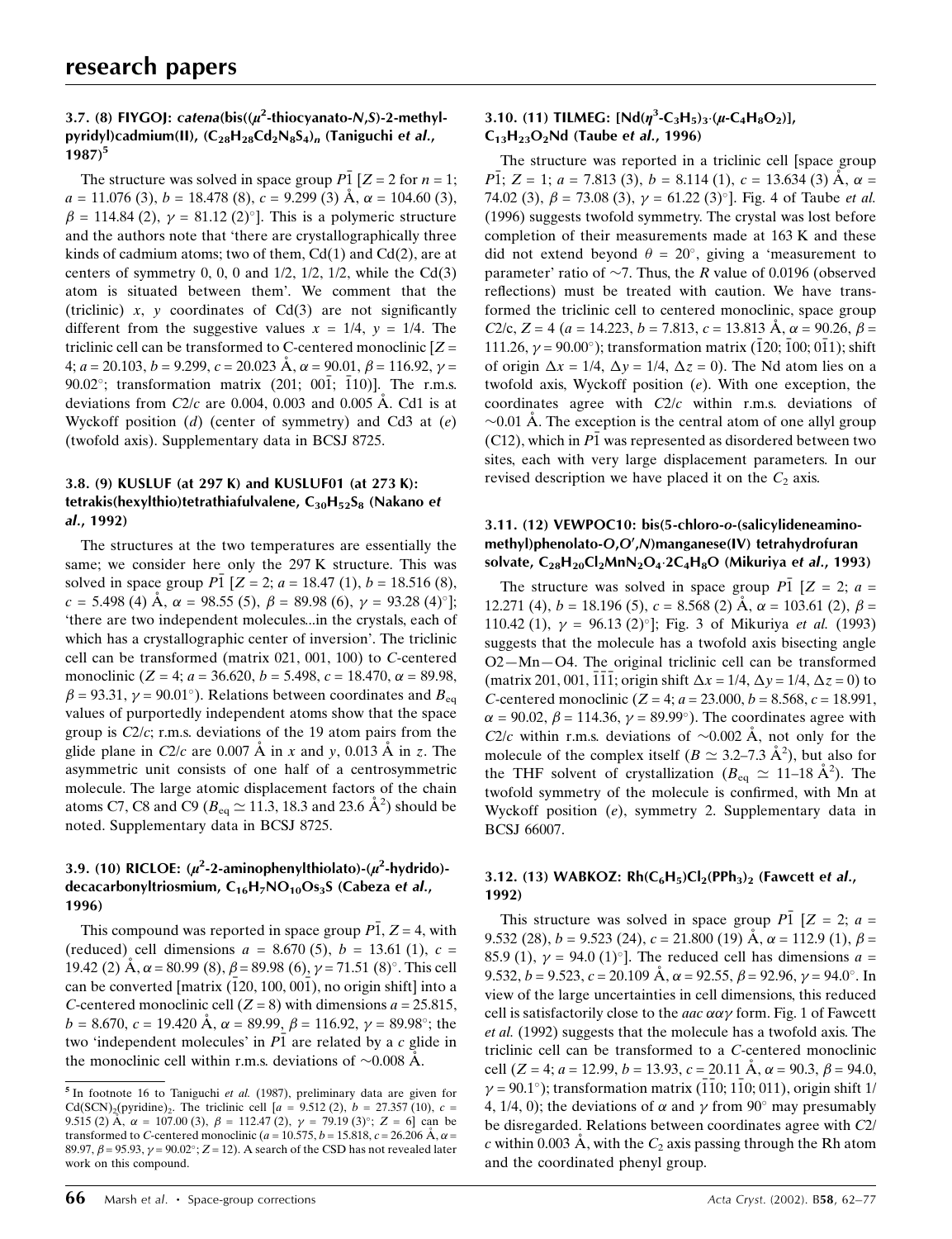### 3.7. (8) FIYGOJ: *catena*(bis(($\mu^2$-thiocyanato-*N*,*S*)-2-methylpyridyl)cadmium(II), ($C_{28}H_{28}Cd_2N_8S_4$)$_n$ (Taniguchi *et al.*, 1987)[5]

The structure was solved in space group $P\bar{1}$ [$Z = 2$ for $n = 1$; $a = 11.076$ (3), $b = 18.478$ (8), $c = 9.299$ (3) Å, $\alpha = 104.60$ (3), $\beta = 114.84$ (2), $\gamma = 81.12$ (2)°]. This is a polymeric structure and the authors note that 'there are crystallographically three kinds of cadmium atoms; two of them, Cd(1) and Cd(2), are at centers of symmetry 0, 0, 0 and 1/2, 1/2, 1/2, while the Cd(3) atom is situated between them'. We comment that the (triclinic) *x*, *y* coordinates of Cd(3) are not significantly different from the suggestive values $x = 1/4$, $y = 1/4$. The triclinic cell can be transformed to C-centered monoclinic [$Z$ = 4; $a = 20.103$, $b = 9.299$, $c = 20.023$ Å, $\alpha = 90.01$, $\beta = 116.92$, $\gamma = 90.02$°; transformation matrix (201; 00$\bar{1}$; $\bar{1}$10)]. The r.m.s. deviations from $C2/c$ are 0.004, 0.003 and 0.005 Å. Cd1 is at Wyckoff position (*d*) (center of symmetry) and Cd3 at (*e*) (twofold axis). Supplementary data in BCSJ 8725.

### 3.8. (9) KUSLUF (at 297 K) and KUSLUF01 (at 273 K): tetrakis(hexylthio)tetrathiafulvalene, $C_{30}H_{52}S_8$ (Nakano *et al.*, 1992)

The structures at the two temperatures are essentially the same; we consider here only the 297 K structure. This was solved in space group $P\bar{1}$ [$Z = 2$; $a = 18.47$ (1), $b = 18.516$ (8), $c = 5.498$ (4) Å, $\alpha = 98.55$ (5), $\beta = 89.98$ (6), $\gamma = 93.28$ (4)°]; 'there are two independent molecules...in the crystals, each of which has a crystallographic center of inversion'. The triclinic cell can be transformed (matrix 021, 001, 100) to *C*-centered monoclinic ($Z = 4$; $a = 36.620$, $b = 5.498$, $c = 18.470$, $\alpha = 89.98$, $\beta = 93.31$, $\gamma = 90.01$°). Relations between coordinates and $B_{eq}$ values of purportedly independent atoms show that the space group is $C2/c$; r.m.s. deviations of the 19 atom pairs from the glide plane in $C2/c$ are 0.007 Å in *x* and *y*, 0.013 Å in *z*. The asymmetric unit consists of one half of a centrosymmetric molecule. The large atomic displacement factors of the chain atoms C7, C8 and C9 ($B_{eq} \simeq 11.3$, 18.3 and 23.6 Å$^2$) should be noted. Supplementary data in BCSJ 8725.

### 3.9. (10) RICLOE: ($\mu^2$-2-aminophenylthiolato)-($\mu^2$-hydrido)-decacarbonyltriosmium, $C_{16}H_7NO_{10}Os_3S$ (Cabeza *et al.*, 1996)

This compound was reported in space group $P\bar{1}$, $Z = 4$, with (reduced) cell dimensions $a = 8.670$ (5), $b = 13.61$ (1), $c = 19.42$ (2) Å, $\alpha = 80.99$ (8), $\beta = 89.98$ (6), $\gamma = 71.51$ (8)°. This cell can be converted [matrix ($\bar{1}$20, 100, 00$\bar{1}$), no origin shift] into a *C*-centered monoclinic cell ($Z = 8$) with dimensions $a = 25.815$, $b = 8.670$, $c = 19.420$ Å, $\alpha = 89.99$, $\beta = 116.92$, $\gamma = 89.98$°; the two 'independent molecules' in $P\bar{1}$ are related by a *c* glide in the monoclinic cell within r.m.s. deviations of ~0.008 Å.

### 3.10. (11) TILMEG: [Nd($\eta^3$-$C_3H_5$)$_3$·($\mu$-$C_4H_8O_2$)], $C_{13}H_{23}O_2Nd$ (Taube *et al.*, 1996)

The structure was reported in a triclinic cell [space group $P\bar{1}$; $Z = 1$; $a = 7.813$ (3), $b = 8.114$ (1), $c = 13.634$ (3) Å, $\alpha = 74.02$ (3), $\beta = 73.08$ (3), $\gamma = 61.22$ (3)°]. Fig. 4 of Taube *et al.* (1996) suggests twofold symmetry. The crystal was lost before completion of their measurements made at 163 K and these did not extend beyond $\theta = 20$°, giving a 'measurement to parameter' ratio of ~7. Thus, the *R* value of 0.0196 (observed reflections) must be treated with caution. We have transformed the triclinic cell to centered monoclinic, space group $C2/c$, $Z = 4$ ($a = 14.223$, $b = 7.813$, $c = 13.813$ Å, $\alpha = 90.26$, $\beta = 111.26$, $\gamma = 90.00$°); transformation matrix ($\bar{1}$20; $\bar{1}$00; 0$\bar{1}$1); shift of origin $\Delta x = 1/4$, $\Delta y = 1/4$, $\Delta z = 0$). The Nd atom lies on a twofold axis, Wyckoff position (*e*). With one exception, the coordinates agree with $C2/c$ within r.m.s. deviations of ~0.01 Å. The exception is the central atom of one allyl group (C12), which in $P\bar{1}$ was represented as disordered between two sites, each with very large displacement parameters. In our revised description we have placed it on the $C_2$ axis.

### 3.11. (12) VEWPOC10: bis(5-chloro-*o*-(salicylideneamino-methyl)phenolato-*O*,*O*′,*N*)manganese(IV) tetrahydrofuran solvate, $C_{28}H_{20}Cl_2MnN_2O_4 \cdot 2C_4H_8O$ (Mikuriya *et al.*, 1993)

The structure was solved in space group $P\bar{1}$ [$Z = 2$; $a = 12.271$ (4), $b = 18.196$ (5), $c = 8.568$ (2) Å, $\alpha = 103.61$ (2), $\beta = 110.42$ (1), $\gamma = 96.13$ (2)°]; Fig. 3 of Mikuriya *et al.* (1993) suggests that the molecule has a twofold axis bisecting angle O2—Mn—O4. The original triclinic cell can be transformed (matrix 201, 001, $\bar{1}\bar{1}\bar{1}$; origin shift $\Delta x = 1/4$, $\Delta y = 1/4$, $\Delta z = 0$) to *C*-centered monoclinic ($Z = 4$; $a = 23.000$, $b = 8.568$, $c = 18.991$, $\alpha = 90.02$, $\beta = 114.36$, $\gamma = 89.99$°). The coordinates agree with $C2/c$ within r.m.s. deviations of ~0.002 Å, not only for the molecule of the complex itself ($B \simeq 3.2$–7.3 Å$^2$), but also for the THF solvent of crystallization ($B_{eq} \simeq 11$–18 Å$^2$). The twofold symmetry of the molecule is confirmed, with Mn at Wyckoff position (*e*), symmetry 2. Supplementary data in BCSJ 66007.

### 3.12. (13) WABKOZ: Rh($C_6H_5$)$Cl_2$($PPh_3$)$_2$ (Fawcett *et al.*, 1992)

This structure was solved in space group $P\bar{1}$ [$Z = 2$; $a = 9.532$ (28), $b = 9.523$ (24), $c = 21.800$ (19) Å, $\alpha = 112.9$ (1), $\beta = 85.9$ (1), $\gamma = 94.0$ (1)°]. The reduced cell has dimensions $a = 9.532$, $b = 9.523$, $c = 20.109$ Å, $\alpha = 92.55$, $\beta = 92.96$, $\gamma = 94.0$°. In view of the large uncertainties in cell dimensions, this reduced cell is satisfactorily close to the *aac* $\alpha\alpha\gamma$ form. Fig. 1 of Fawcett *et al.* (1992) suggests that the molecule has a twofold axis. The triclinic cell can be transformed to a *C*-centered monoclinic cell ($Z = 4$; $a = 12.99$, $b = 13.93$, $c = 20.11$ Å, $\alpha = 90.3$, $\beta = 94.0$, $\gamma = 90.1$°); transformation matrix ($\bar{1}\bar{1}$0; 1$\bar{1}$0; 011), origin shift 1/4, 1/4, 0); the deviations of $\alpha$ and $\gamma$ from 90° may presumably be disregarded. Relations between coordinates agree with $C2/c$ within 0.003 Å, with the $C_2$ axis passing through the Rh atom and the coordinated phenyl group.

---

[5] In footnote 16 to Taniguchi *et al.* (1987), preliminary data are given for $Cd(SCN)_2(pyridine)_2$. The triclinic cell [$a = 9.512$ (2), $b = 27.357$ (10), $c = 9.515$ (2) Å, $\alpha = 107.00$ (3), $\beta = 112.47$ (2), $\gamma = 79.19$ (3)°; $Z = 6$] can be transformed to *C*-centered monoclinic ($a = 10.575$, $b = 15.818$, $c = 26.206$ Å, $\alpha = 89.97$, $\beta = 95.93$, $\gamma = 90.02$°; $Z = 12$). A search of the CSD has not revealed later work on this compound.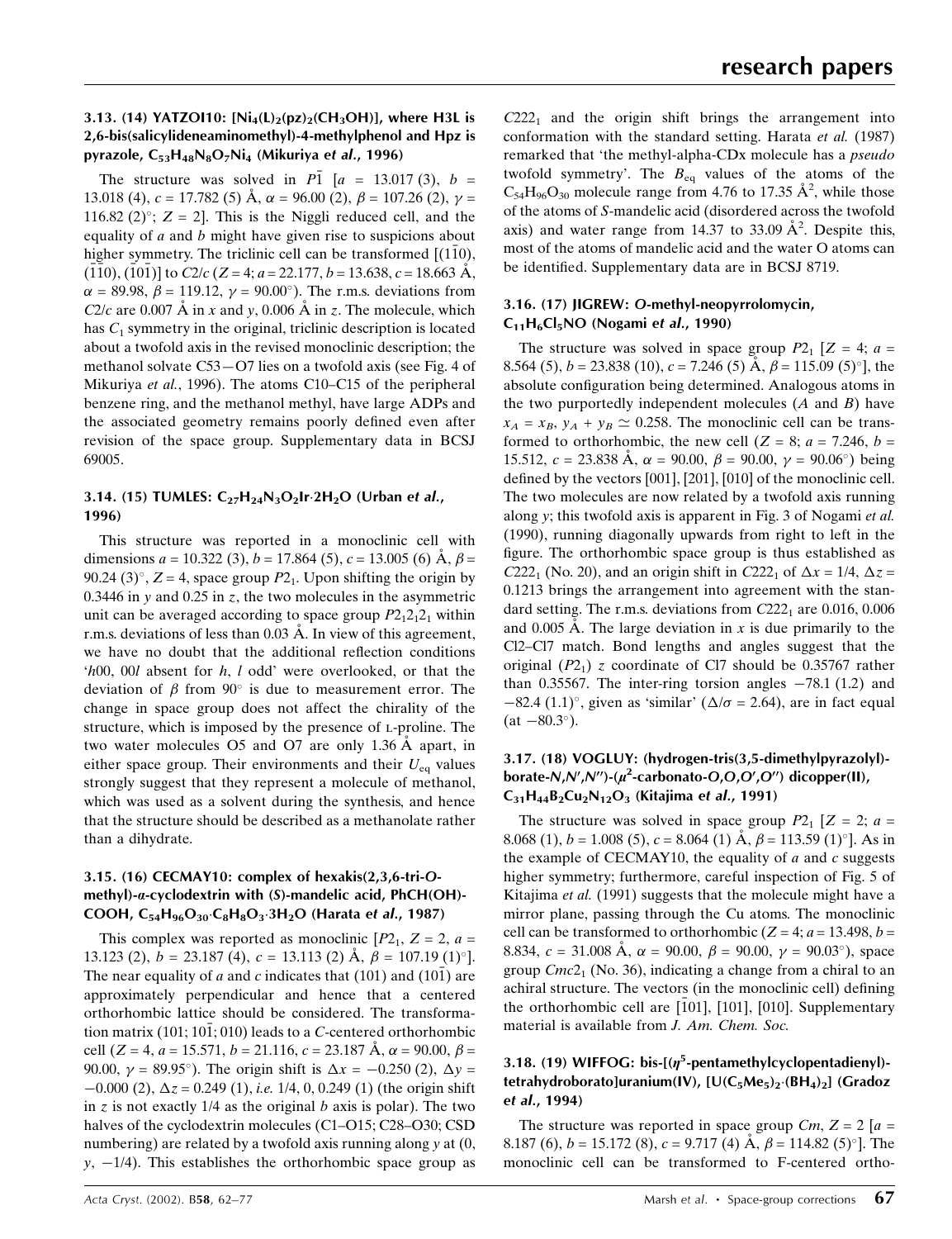### 3.13. (14) YATZOI10: $[Ni_4(L)_2(pz)_2(CH_3OH)]$, where H3L is 2,6-bis(salicylideneaminomethyl)-4-methylphenol and Hpz is pyrazole, $C_{53}H_{48}N_8O_7Ni_4$ (Mikuriya *et al.*, 1996)

The structure was solved in $P\bar{1}$ [$a$ = 13.017 (3), $b$ = 13.018 (4), $c$ = 17.782 (5) Å, $\alpha$ = 96.00 (2), $\beta$ = 107.26 (2), $\gamma$ = 116.82 (2)°; $Z$ = 2]. This is the Niggli reduced cell, and the equality of $a$ and $b$ might have given rise to suspicions about higher symmetry. The triclinic cell can be transformed [$(1\bar{1}0)$, $(\bar{1}\bar{1}0)$, $(\bar{1}0\bar{1})$] to $C2/c$ ($Z$ = 4; $a$ = 22.177, $b$ = 13.638, $c$ = 18.663 Å, $\alpha$ = 89.98, $\beta$ = 119.12, $\gamma$ = 90.00°). The r.m.s. deviations from $C2/c$ are 0.007 Å in $x$ and $y$, 0.006 Å in $z$. The molecule, which has $C_1$ symmetry in the original, triclinic description is located about a twofold axis in the revised monoclinic description; the methanol solvate C53—O7 lies on a twofold axis (see Fig. 4 of Mikuriya *et al.*, 1996). The atoms C10–C15 of the peripheral benzene ring, and the methanol methyl, have large ADPs and the associated geometry remains poorly defined even after revision of the space group. Supplementary data in BCSJ 69005.

### 3.14. (15) TUMLES: $C_{27}H_{24}N_3O_2Ir{\cdot}2H_2O$ (Urban *et al.*, 1996)

This structure was reported in a monoclinic cell with dimensions $a$ = 10.322 (3), $b$ = 17.864 (5), $c$ = 13.005 (6) Å, $\beta$ = 90.24 (3)°, $Z$ = 4, space group $P2_1$. Upon shifting the origin by 0.3446 in $y$ and 0.25 in $z$, the two molecules in the asymmetric unit can be averaged according to space group $P2_12_12_1$ within r.m.s. deviations of less than 0.03 Å. In view of this agreement, we have no doubt that the additional reflection conditions '$h$00, 00$l$ absent for $h$, $l$ odd' were overlooked, or that the deviation of $\beta$ from 90° is due to measurement error. The change in space group does not affect the chirality of the structure, which is imposed by the presence of L-proline. The two water molecules O5 and O7 are only 1.36 Å apart, in either space group. Their environments and their $U_{eq}$ values strongly suggest that they represent a molecule of methanol, which was used as a solvent during the synthesis, and hence that the structure should be described as a methanolate rather than a dihydrate.

### 3.15. (16) CECMAY10: complex of hexakis(2,3,6-tri-*O*-methyl)-$\alpha$-cyclodextrin with (*S*)-mandelic acid, PhCH(OH)-COOH, $C_{54}H_{96}O_{30}{\cdot}C_8H_8O_3{\cdot}3H_2O$ (Harata *et al.*, 1987)

This complex was reported as monoclinic [$P2_1$, $Z$ = 2, $a$ = 13.123 (2), $b$ = 23.187 (4), $c$ = 13.113 (2) Å, $\beta$ = 107.19 (1)°]. The near equality of $a$ and $c$ indicates that (101) and $(10\bar{1})$ are approximately perpendicular and hence that a centered orthorhombic lattice should be considered. The transformation matrix $(101; 10\bar{1}; 010)$ leads to a *C*-centered orthorhombic cell ($Z$ = 4, $a$ = 15.571, $b$ = 21.116, $c$ = 23.187 Å, $\alpha$ = 90.00, $\beta$ = 90.00, $\gamma$ = 89.95°). The origin shift is $\Delta x$ = −0.250 (2), $\Delta y$ = −0.000 (2), $\Delta z$ = 0.249 (1), *i.e.* 1/4, 0, 0.249 (1) (the origin shift in $z$ is not exactly 1/4 as the original $b$ axis is polar). The two halves of the cyclodextrin molecules (C1–O15; C28–O30; CSD numbering) are related by a twofold axis running along $y$ at (0, $y$, −1/4). This establishes the orthorhombic space group as $C222_1$ and the origin shift brings the arrangement into conformation with the standard setting. Harata *et al.* (1987) remarked that 'the methyl-alpha-CDx molecule has a *pseudo* twofold symmetry'. The $B_{eq}$ values of the atoms of the $C_{54}H_{96}O_{30}$ molecule range from 4.76 to 17.35 Å$^2$, while those of the atoms of *S*-mandelic acid (disordered across the twofold axis) and water range from 14.37 to 33.09 Å$^2$. Despite this, most of the atoms of mandelic acid and the water O atoms can be identified. Supplementary data are in BCSJ 8719.

### 3.16. (17) JIGREW: *O*-methyl-neopyrrolomycin, $C_{11}H_6Cl_5NO$ (Nogami *et al.*, 1990)

The structure was solved in space group $P2_1$ [$Z$ = 4; $a$ = 8.564 (5), $b$ = 23.838 (10), $c$ = 7.246 (5) Å, $\beta$ = 115.09 (5)°], the absolute configuration being determined. Analogous atoms in the two purportedly independent molecules ($A$ and $B$) have $x_A = x_B$, $y_A + y_B \simeq 0.258$. The monoclinic cell can be transformed to orthorhombic, the new cell ($Z$ = 8; $a$ = 7.246, $b$ = 15.512, $c$ = 23.838 Å, $\alpha$ = 90.00, $\beta$ = 90.00, $\gamma$ = 90.06°) being defined by the vectors [001], [201], [010] of the monoclinic cell. The two molecules are now related by a twofold axis running along $y$; this twofold axis is apparent in Fig. 3 of Nogami *et al.* (1990), running diagonally upwards from right to left in the figure. The orthorhombic space group is thus established as $C222_1$ (No. 20), and an origin shift in $C222_1$ of $\Delta x$ = 1/4, $\Delta z$ = 0.1213 brings the arrangement into agreement with the standard setting. The r.m.s. deviations from $C222_1$ are 0.016, 0.006 and 0.005 Å. The large deviation in $x$ is due primarily to the Cl2–Cl7 match. Bond lengths and angles suggest that the original ($P2_1$) $z$ coordinate of Cl7 should be 0.35767 rather than 0.35567. The inter-ring torsion angles −78.1 (1.2) and −82.4 (1.1)°, given as 'similar' ($\Delta/\sigma$ = 2.64), are in fact equal (at −80.3°).

### 3.17. (18) VOGLUY: (hydrogen-tris(3,5-dimethylpyrazolyl)-borate-*N*,*N*′,*N*″)-($\mu^2$-carbonato-*O*,*O*,*O*′,*O*″) dicopper(II), $C_{31}H_{44}B_2Cu_2N_{12}O_3$ (Kitajima *et al.*, 1991)

The structure was solved in space group $P2_1$ [$Z$ = 2; $a$ = 8.068 (1), $b$ = 1.008 (5), $c$ = 8.064 (1) Å, $\beta$ = 113.59 (1)°]. As in the example of CECMAY10, the equality of $a$ and $c$ suggests higher symmetry; furthermore, careful inspection of Fig. 5 of Kitajima *et al.* (1991) suggests that the molecule might have a mirror plane, passing through the Cu atoms. The monoclinic cell can be transformed to orthorhombic ($Z$ = 4; $a$ = 13.498, $b$ = 8.834, $c$ = 31.008 Å, $\alpha$ = 90.00, $\beta$ = 90.00, $\gamma$ = 90.03°), space group $Cmc2_1$ (No. 36), indicating a change from a chiral to an achiral structure. The vectors (in the monoclinic cell) defining the orthorhombic cell are $[\bar{1}01]$, [101], [010]. Supplementary material is available from *J. Am. Chem. Soc.*

### 3.18. (19) WIFFOG: bis-[($\eta^5$-pentamethylcyclopentadienyl)-tetrahydroborato]uranium(IV), $[U(C_5Me_5)_2{\cdot}(BH_4)_2]$ (Gradoz *et al.*, 1994)

The structure was reported in space group $Cm$, $Z$ = 2 [$a$ = 8.187 (6), $b$ = 15.172 (8), $c$ = 9.717 (4) Å, $\beta$ = 114.82 (5)°]. The monoclinic cell can be transformed to F-centered ortho-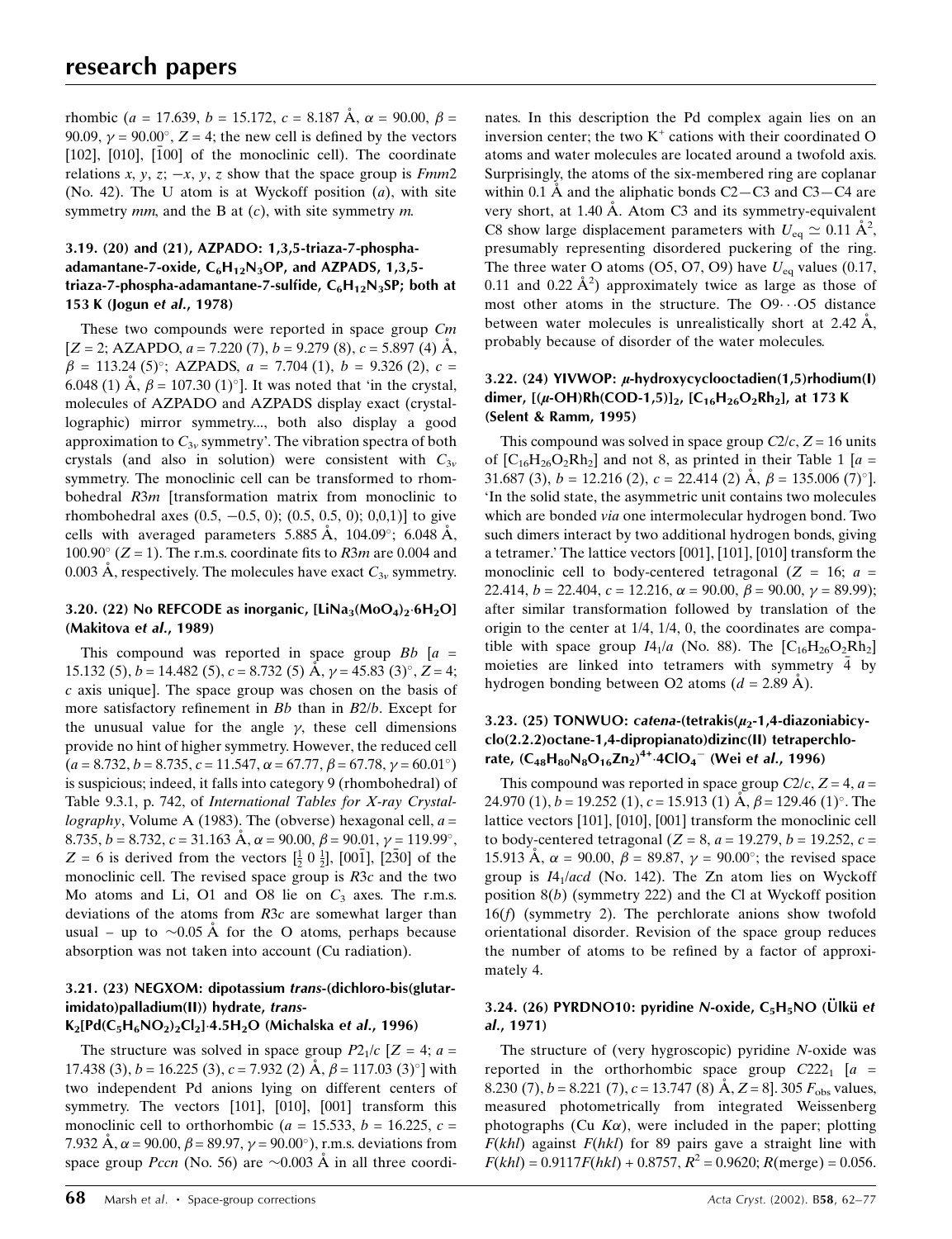rhombic ($a$ = 17.639, $b$ = 15.172, $c$ = 8.187 Å, $\alpha$ = 90.00, $\beta$ = 90.09, $\gamma$ = 90.00°, $Z$ = 4; the new cell is defined by the vectors [102], [010], [$\bar{1}$00] of the monoclinic cell). The coordinate relations $x, y, z; -x, y, z$ show that the space group is $Fmm2$ (No. 42). The U atom is at Wyckoff position ($a$), with site symmetry $mm$, and the B at ($c$), with site symmetry $m$.

### 3.19. (20) and (21), AZPADO: 1,3,5-triaza-7-phospha-adamantane-7-oxide, $C_6H_{12}N_3OP$, and AZPADS, 1,3,5-triaza-7-phospha-adamantane-7-sulfide, $C_6H_{12}N_3SP$; both at 153 K (Jogun *et al.*, 1978)

These two compounds were reported in space group $Cm$ [$Z$ = 2; AZAPDO, $a$ = 7.220 (7), $b$ = 9.279 (8), $c$ = 5.897 (4) Å, $\beta$ = 113.24 (5)°; AZPADS, $a$ = 7.704 (1), $b$ = 9.326 (2), $c$ = 6.048 (1) Å, $\beta$ = 107.30 (1)°]. It was noted that 'in the crystal, molecules of AZPADO and AZPADS display exact (crystallographic) mirror symmetry..., both also display a good approximation to $C_{3v}$ symmetry'. The vibration spectra of both crystals (and also in solution) were consistent with $C_{3v}$ symmetry. The monoclinic cell can be transformed to rhombohedral $R3m$ [transformation matrix from monoclinic to rhombohedral axes (0.5, −0.5, 0); (0.5, 0.5, 0); 0,0,1)] to give cells with averaged parameters 5.885 Å, 104.09°; 6.048 Å, 100.90° ($Z$ = 1). The r.m.s. coordinate fits to $R3m$ are 0.004 and 0.003 Å, respectively. The molecules have exact $C_{3v}$ symmetry.

### 3.20. (22) No REFCODE as inorganic, $[LiNa_3(MoO_4)_2{\cdot}6H_2O]$ (Makitova *et al.*, 1989)

This compound was reported in space group $Bb$ [$a$ = 15.132 (5), $b$ = 14.482 (5), $c$ = 8.732 (5) Å, $\gamma$ = 45.83 (3)°, $Z$ = 4; $c$ axis unique]. The space group was chosen on the basis of more satisfactory refinement in $Bb$ than in $B2/b$. Except for the unusual value for the angle $\gamma$, these cell dimensions provide no hint of higher symmetry. However, the reduced cell ($a$ = 8.732, $b$ = 8.735, $c$ = 11.547, $\alpha$ = 67.77, $\beta$ = 67.78, $\gamma$ = 60.01°) is suspicious; indeed, it falls into category 9 (rhombohedral) of Table 9.3.1, p. 742, of *International Tables for X-ray Crystallography*, Volume A (1983). The (obverse) hexagonal cell, $a$ = 8.735, $b$ = 8.732, $c$ = 31.163 Å, $\alpha$ = 90.00, $\beta$ = 90.01, $\gamma$ = 119.99°, $Z$ = 6 is derived from the vectors [$\frac{1}{2}$ 0 $\frac{1}{2}$], [00$\bar{1}$], [2$\bar{3}$0] of the monoclinic cell. The revised space group is $R3c$ and the two Mo atoms and Li, O1 and O8 lie on $C_3$ axes. The r.m.s. deviations of the atoms from $R3c$ are somewhat larger than usual – up to ~0.05 Å for the O atoms, perhaps because absorption was not taken into account (Cu radiation).

### 3.21. (23) NEGXOM: dipotassium *trans*-(dichloro-bis(glutarimidato)palladium(II)) hydrate, *trans*-$K_2[Pd(C_5H_6NO_2)_2Cl_2]{\cdot}4.5H_2O$ (Michalska *et al.*, 1996)

The structure was solved in space group $P2_1/c$ [$Z$ = 4; $a$ = 17.438 (3), $b$ = 16.225 (3), $c$ = 7.932 (2) Å, $\beta$ = 117.03 (3)°] with two independent Pd anions lying on different centers of symmetry. The vectors [101], [010], [001] transform this monoclinic cell to orthorhombic ($a$ = 15.533, $b$ = 16.225, $c$ = 7.932 Å, $\alpha$ = 90.00, $\beta$ = 89.97, $\gamma$ = 90.00°), r.m.s. deviations from space group $Pccn$ (No. 56) are ~0.003 Å in all three coordinates. In this description the Pd complex again lies on an inversion center; the two $K^+$ cations with their coordinated O atoms and water molecules are located around a twofold axis. Surprisingly, the atoms of the six-membered ring are coplanar within 0.1 Å and the aliphatic bonds C2—C3 and C3—C4 are very short, at 1.40 Å. Atom C3 and its symmetry-equivalent C8 show large displacement parameters with $U_{eq} \simeq 0.11$ Å$^2$, presumably representing disordered puckering of the ring. The three water O atoms (O5, O7, O9) have $U_{eq}$ values (0.17, 0.11 and 0.22 Å$^2$) approximately twice as large as those of most other atoms in the structure. The O9···O5 distance between water molecules is unrealistically short at 2.42 Å, probably because of disorder of the water molecules.

### 3.22. (24) YIVWOP: $\mu$-hydroxycyclooctadien(1,5)rhodium(I) dimer, $[(\mu\text{-OH})Rh(COD\text{-}1,5)]_2$, $[C_{16}H_{26}O_2Rh_2]$, at 173 K (Selent & Ramm, 1995)

This compound was solved in space group $C2/c$, $Z$ = 16 units of $[C_{16}H_{26}O_2Rh_2]$ and not 8, as printed in their Table 1 [$a$ = 31.687 (3), $b$ = 12.216 (2), $c$ = 22.414 (2) Å, $\beta$ = 135.006 (7)°]. 'In the solid state, the asymmetric unit contains two molecules which are bonded *via* one intermolecular hydrogen bond. Two such dimers interact by two additional hydrogen bonds, giving a tetramer.' The lattice vectors [001], [101], [010] transform the monoclinic cell to body-centered tetragonal ($Z$ = 16; $a$ = 22.414, $b$ = 22.404, $c$ = 12.216, $\alpha$ = 90.00, $\beta$ = 90.00, $\gamma$ = 89.99); after similar transformation followed by translation of the origin to the center at 1/4, 1/4, 0, the coordinates are compatible with space group $I4_1/a$ (No. 88). The $[C_{16}H_{26}O_2Rh_2]$ moieties are linked into tetramers with symmetry $\bar{4}$ by hydrogen bonding between O2 atoms ($d$ = 2.89 Å).

### 3.23. (25) TONWUO: *catena*-(tetrakis($\mu_2$-1,4-diazoniabicyclo(2.2.2)octane-1,4-dipropianato)dizinc(II) tetraperchlorate, $(C_{48}H_{80}N_8O_{16}Zn_2)^{4+}{\cdot}4ClO_4^-$ (Wei *et al.*, 1996)

This compound was reported in space group $C2/c$, $Z$ = 4, $a$ = 24.970 (1), $b$ = 19.252 (1), $c$ = 15.913 (1) Å, $\beta$ = 129.46 (1)°. The lattice vectors [101], [010], [001] transform the monoclinic cell to body-centered tetragonal ($Z$ = 8, $a$ = 19.279, $b$ = 19.252, $c$ = 15.913 Å, $\alpha$ = 90.00, $\beta$ = 89.87, $\gamma$ = 90.00°; the revised space group is $I4_1/acd$ (No. 142). The Zn atom lies on Wyckoff position 8($b$) (symmetry 222) and the Cl at Wyckoff position 16($f$) (symmetry 2). The perchlorate anions show twofold orientational disorder. Revision of the space group reduces the number of atoms to be refined by a factor of approximately 4.

### 3.24. (26) PYRDNO10: pyridine *N*-oxide, $C_5H_5NO$ (Ülkü *et al.*, 1971)

The structure of (very hygroscopic) pyridine *N*-oxide was reported in the orthorhombic space group $C222_1$ [$a$ = 8.230 (7), $b$ = 8.221 (7), $c$ = 13.747 (8) Å, $Z$ = 8]. 305 $F_{obs}$ values, measured photometrically from integrated Weissenberg photographs (Cu $K\alpha$), were included in the paper; plotting $F(khl)$ against $F(hkl)$ for 89 pairs gave a straight line with $F(khl) = 0.9117F(hkl) + 0.8757$, $R^2$ = 0.9620; $R$(merge) = 0.056.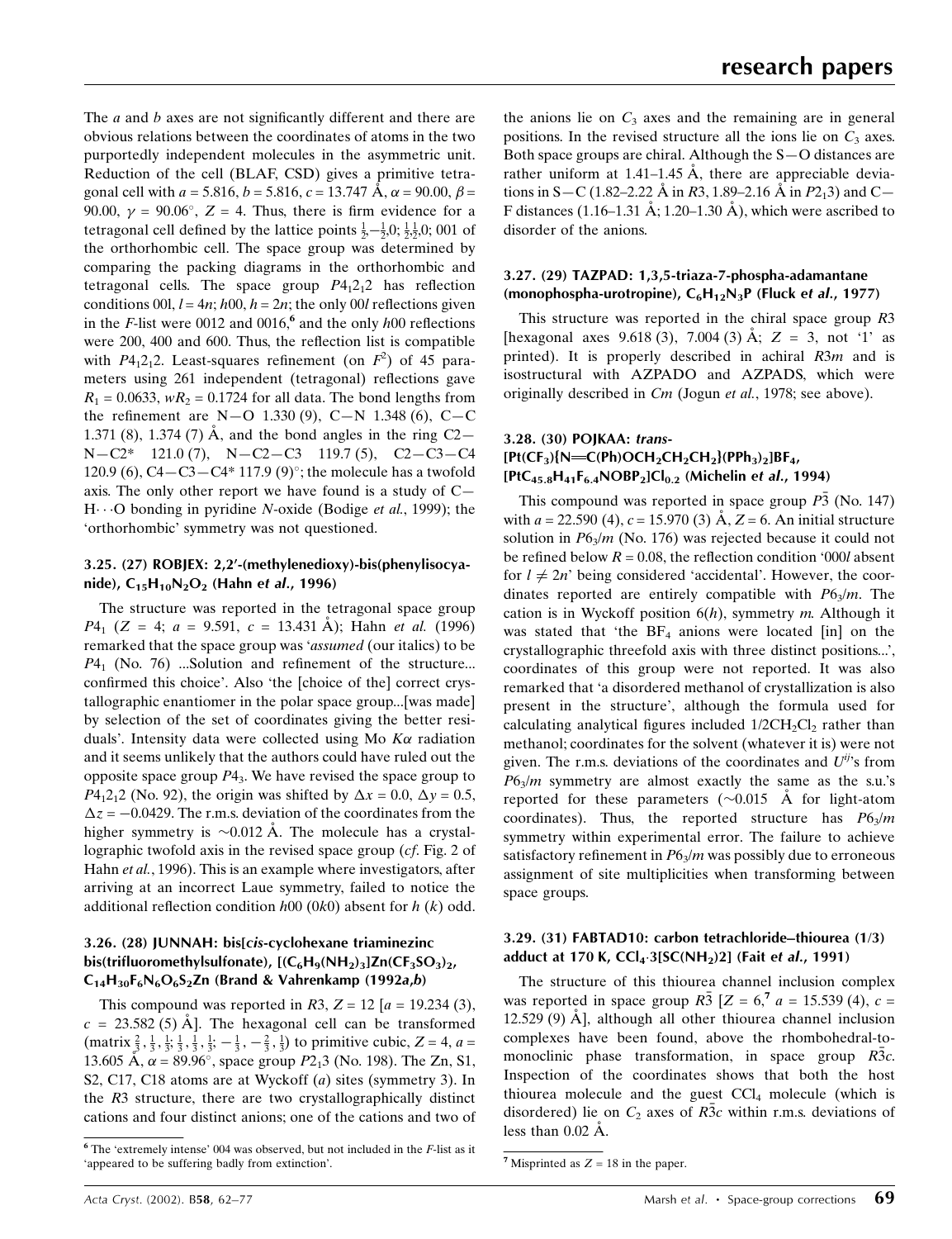The $a$ and $b$ axes are not significantly different and there are obvious relations between the coordinates of atoms in the two purportedly independent molecules in the asymmetric unit. Reduction of the cell (BLAF, CSD) gives a primitive tetragonal cell with $a = 5.816$, $b = 5.816$, $c = 13.747$ Å, $\alpha = 90.00$, $\beta = 90.00$, $\gamma = 90.06°$, $Z = 4$. Thus, there is firm evidence for a tetragonal cell defined by the lattice points $\frac{1}{2},-\frac{1}{2},0$; $\frac{1}{2},\frac{1}{2},0$; 001 of the orthorhombic cell. The space group was determined by comparing the packing diagrams in the orthorhombic and tetragonal cells. The space group $P4_12_12$ has reflection conditions 00$l$, $l = 4n$; $h$00, $h = 2n$; the only 00$l$ reflections given in the $F$-list were 0012 and 0016,[6] and the only $h$00 reflections were 200, 400 and 600. Thus, the reflection list is compatible with $P4_12_12$. Least-squares refinement (on $F^2$) of 45 parameters using 261 independent (tetragonal) reflections gave $R_1 = 0.0633$, $wR_2 = 0.1724$ for all data. The bond lengths from the refinement are N—O 1.330 (9), C—N 1.348 (6), C—C 1.371 (8), 1.374 (7) Å, and the bond angles in the ring C2—N—C2* 121.0 (7), N—C2—C3 119.7 (5), C2—C3—C4 120.9 (6), C4—C3—C4* 117.9 (9)°; the molecule has a twofold axis. The only other report we have found is a study of C—H···O bonding in pyridine $N$-oxide (Bodige *et al.*, 1999); the 'orthorhombic' symmetry was not questioned.

### 3.25. (27) ROBJEX: 2,2′-(methylenedioxy)-bis(phenylisocyanide), $C_{15}H_{10}N_2O_2$ (Hahn *et al.*, 1996)

The structure was reported in the tetragonal space group $P4_1$ ($Z = 4$; $a = 9.591$, $c = 13.431$ Å); Hahn *et al.* (1996) remarked that the space group was '*assumed* (our italics) to be $P4_1$ (No. 76) ...Solution and refinement of the structure... confirmed this choice'. Also 'the [choice of the] correct crystallographic enantiomer in the polar space group...[was made] by selection of the set of coordinates giving the better residuals'. Intensity data were collected using Mo $K\alpha$ radiation and it seems unlikely that the authors could have ruled out the opposite space group $P4_3$. We have revised the space group to $P4_12_12$ (No. 92), the origin was shifted by $\Delta x = 0.0$, $\Delta y = 0.5$, $\Delta z = -0.0429$. The r.m.s. deviation of the coordinates from the higher symmetry is ~0.012 Å. The molecule has a crystallographic twofold axis in the revised space group (*cf.* Fig. 2 of Hahn *et al.*, 1996). This is an example where investigators, after arriving at an incorrect Laue symmetry, failed to notice the additional reflection condition $h$00 (0$k$0) absent for $h$ ($k$) odd.

### 3.26. (28) JUNNAH: bis[*cis*-cyclohexane triaminezinc bis(trifluoromethylsulfonate), $[(C_6H_9(NH_2)_3]Zn(CF_3SO_3)_2$, $C_{14}H_{30}F_6N_6O_6S_2Zn$ (Brand & Vahrenkamp (1992*a*,*b*)

This compound was reported in $R3$, $Z = 12$ [$a = 19.234$ (3), $c = 23.582$ (5) Å]. The hexagonal cell can be transformed (matrix $\frac{2}{3},\frac{1}{3},\frac{1}{3}$; $\frac{1}{3},\frac{1}{3},\frac{1}{3}$; $-\frac{1}{3},-\frac{2}{3},\frac{1}{3}$) to primitive cubic, $Z = 4$, $a = 13.605$ Å, $\alpha = 89.96°$, space group $P2_13$ (No. 198). The Zn, S1, S2, C17, C18 atoms are at Wyckoff ($a$) sites (symmetry 3). In the $R3$ structure, there are two crystallographically distinct cations and four distinct anions; one of the cations and two of the anions lie on $C_3$ axes and the remaining are in general positions. In the revised structure all the ions lie on $C_3$ axes. Both space groups are chiral. Although the S—O distances are rather uniform at 1.41–1.45 Å, there are appreciable deviations in S—C (1.82–2.22 Å in $R3$, 1.89–2.16 Å in $P2_13$) and C—F distances (1.16–1.31 Å; 1.20–1.30 Å), which were ascribed to disorder of the anions.

### 3.27. (29) TAZPAD: 1,3,5-triaza-7-phospha-adamantane (monophospha-urotropine), $C_6H_{12}N_3P$ (Fluck *et al.*, 1977)

This structure was reported in the chiral space group $R3$ [hexagonal axes 9.618 (3), 7.004 (3) Å; $Z = 3$, not '1' as printed). It is properly described in achiral $R3m$ and is isostructural with AZPADO and AZPADS, which were originally described in $Cm$ (Jogun *et al.*, 1978; see above).

### 3.28. (30) POJKAA: *trans*-$[Pt(CF_3)\{N{=}C(Ph)OCH_2CH_2CH_2\}(PPh_3)_2]BF_4$, $[PtC_{45.8}H_{41}F_{6.4}NOBP_2]Cl_{0.2}$ (Michelin *et al.*, 1994)

This compound was reported in space group $P\bar{3}$ (No. 147) with $a = 22.590$ (4), $c = 15.970$ (3) Å, $Z = 6$. An initial structure solution in $P6_3/m$ (No. 176) was rejected because it could not be refined below $R = 0.08$, the reflection condition '000$l$ absent for $l \neq 2n$' being considered 'accidental'. However, the coordinates reported are entirely compatible with $P6_3/m$. The cation is in Wyckoff position 6($h$), symmetry $m$. Although it was stated that 'the $BF_4$ anions were located [in] on the crystallographic threefold axis with three distinct positions...', coordinates of this group were not reported. It was also remarked that 'a disordered methanol of crystallization is also present in the structure', although the formula used for calculating analytical figures included $1/2CH_2Cl_2$ rather than methanol; coordinates for the solvent (whatever it is) were not given. The r.m.s. deviations of the coordinates and $U^{ij}$'s from $P6_3/m$ symmetry are almost exactly the same as the s.u.'s reported for these parameters (~0.015 Å for light-atom coordinates). Thus, the reported structure has $P6_3/m$ symmetry within experimental error. The failure to achieve satisfactory refinement in $P6_3/m$ was possibly due to erroneous assignment of site multiplicities when transforming between space groups.

### 3.29. (31) FABTAD10: carbon tetrachloride–thiourea (1/3) adduct at 170 K, $CCl_4{\cdot}3[SC(NH_2)2]$ (Fait *et al.*, 1991)

The structure of this thiourea channel inclusion complex was reported in space group $R\bar{3}$ [$Z = 6$,[7] $a = 15.539$ (4), $c = 12.529$ (9) Å], although all other thiourea channel inclusion complexes have been found, above the rhombohedral-to-monoclinic phase transformation, in space group $R\bar{3}c$. Inspection of the coordinates shows that both the host thiourea molecule and the guest $CCl_4$ molecule (which is disordered) lie on $C_2$ axes of $R\bar{3}c$ within r.m.s. deviations of less than 0.02 Å.

[6] The 'extremely intense' 004 was observed, but not included in the $F$-list as it 'appeared to be suffering badly from extinction'.

[7] Misprinted as $Z = 18$ in the paper.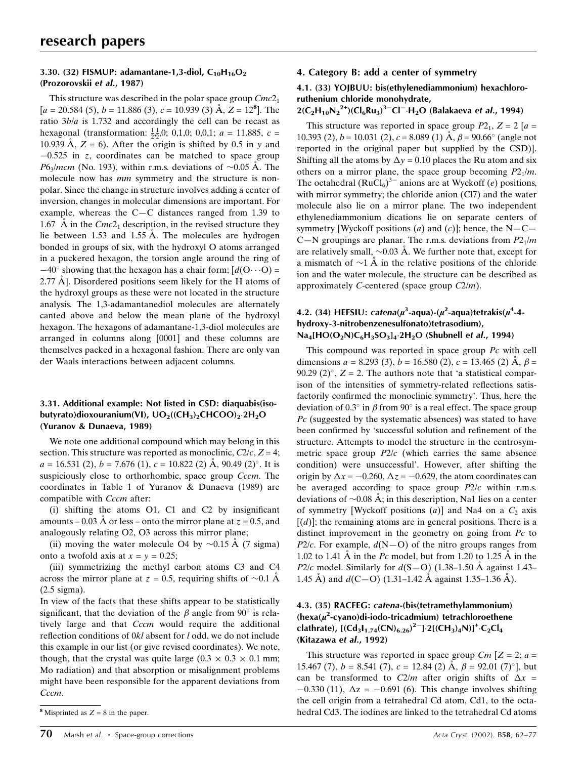### 3.30. (32) FISMUP: adamantane-1,3-diol, $C_{10}H_{16}O_2$ (Prozorovskii *et al.*, 1987)

This structure was described in the polar space group $Cmc2_1$ [$a$ = 20.584 (5), $b$ = 11.886 (3), $c$ = 10.939 (3) Å, $Z$ = 12[8]]. The ratio $3b/a$ is 1.732 and accordingly the cell can be recast as hexagonal (transformation: $\frac{1}{2},\frac{1}{2}$,0; 0,1,0; 0,0,1; $a$ = 11.885, $c$ = 10.939 Å, $Z$ = 6). After the origin is shifted by 0.5 in $y$ and −0.525 in $z$, coordinates can be matched to space group $P6_3/mcm$ (No. 193), within r.m.s. deviations of ∼0.05 Å. The molecule now has $mm$ symmetry and the structure is non-polar. Since the change in structure involves adding a center of inversion, changes in molecular dimensions are important. For example, whereas the C—C distances ranged from 1.39 to 1.67 Å in the $Cmc2_1$ description, in the revised structure they lie between 1.53 and 1.55 Å. The molecules are hydrogen bonded in groups of six, with the hydroxyl O atoms arranged in a puckered hexagon, the torsion angle around the ring of −40° showing that the hexagon has a chair form; [$d$(O···O) = 2.77 Å]. Disordered positions seem likely for the H atoms of the hydroxyl groups as these were not located in the structure analysis. The 1,3-adamantanediol molecules are alternately canted above and below the mean plane of the hydroxyl hexagon. The hexagons of adamantane-1,3-diol molecules are arranged in columns along [0001] and these columns are themselves packed in a hexagonal fashion. There are only van der Waals interactions between adjacent columns.

### 3.31. Additional example: Not listed in CSD: diaquabis(isobutyrato)dioxouranium(VI), $UO_2((CH_3)_2CHCOO)_2\cdot 2H_2O$ (Yuranov & Dunaeva, 1989)

We note one additional compound which may belong in this section. This structure was reported as monoclinic, $C2/c$, $Z$ = 4; $a$ = 16.531 (2), $b$ = 7.676 (1), $c$ = 10.822 (2) Å, 90.49 (2)°. It is suspiciously close to orthorhombic, space group $Cccm$. The coordinates in Table 1 of Yuranov & Dunaeva (1989) are compatible with $Cccm$ after:

(i) shifting the atoms O1, C1 and C2 by insignificant amounts – 0.03 Å or less – onto the mirror plane at $z$ = 0.5, and analogously relating O2, O3 across this mirror plane;

(ii) moving the water molecule O4 by ∼0.15 Å (7 sigma) onto a twofold axis at $x$ = $y$ = 0.25;

(iii) symmetrizing the methyl carbon atoms C3 and C4 across the mirror plane at $z$ = 0.5, requiring shifts of ∼0.1 Å (2.5 sigma).

In view of the facts that these shifts appear to be statistically significant, that the deviation of the $\beta$ angle from 90° is relatively large and that $Cccm$ would require the additional reflection conditions of 0$kl$ absent for $l$ odd, we do not include this example in our list (or give revised coordinates). We note, though, that the crystal was quite large (0.3 × 0.3 × 0.1 mm; Mo radiation) and that absorption or misalignment problems might have been responsible for the apparent deviations from $Cccm$.

[8] Misprinted as $Z$ = 8 in the paper.

## 4. Category B: add a center of symmetry

### 4.1. (33) YOJBUU: bis(ethylenediammonium) hexachlororuthenium chloride monohydrate, $2(C_2H_{10}N_2^{2+})(Cl_6Ru_3)^{3-}Cl^-\cdot H_2O$ (Balakaeva *et al.*, 1994)

This structure was reported in space group $P2_1$, $Z$ = 2 [$a$ = 10.393 (2), $b$ = 10.031 (2), $c$ = 8.089 (1) Å, $\beta$ = 90.66° (angle not reported in the original paper but supplied by the CSD)]. Shifting all the atoms by $\Delta y$ = 0.10 places the Ru atom and six others on a mirror plane, the space group becoming $P2_1/m$. The octahedral $(RuCl_6)^{3-}$ anions are at Wyckoff ($e$) positions, with mirror symmetry; the chloride anion (Cl7) and the water molecule also lie on a mirror plane. The two independent ethylenediammonium dications lie on separate centers of symmetry [Wyckoff positions ($a$) and ($c$)]; hence, the N—C—C—N groupings are planar. The r.m.s. deviations from $P2_1/m$ are relatively small, ∼0.03 Å. We further note that, except for a mismatch of ∼1 Å in the relative positions of the chloride ion and the water molecule, the structure can be described as approximately $C$-centered (space group $C2/m$).

### 4.2. (34) HEFSIU: *catena*($\mu^3$-aqua)-($\mu^2$-aqua)tetrakis($\mu^4$-4-hydroxy-3-nitrobenzenesulfonato)tetrasodium), $Na_4[HO(O_2N)C_6H_3SO_3]_4\cdot 2H_2O$ (Shubnell *et al.*, 1994)

This compound was reported in space group $Pc$ with cell dimensions $a$ = 8.293 (3), $b$ = 16.580 (2), $c$ = 13.465 (2) Å, $\beta$ = 90.29 (2)°, $Z$ = 2. The authors note that 'a statistical comparison of the intensities of symmetry-related reflections satisfactorily confirmed the monoclinic symmetry'. Thus, here the deviation of 0.3° in $\beta$ from 90° is a real effect. The space group $Pc$ (suggested by the systematic absences) was stated to have been confirmed by 'successful solution and refinement of the structure. Attempts to model the structure in the centrosymmetric space group $P2/c$ (which carries the same absence condition) were unsuccessful'. However, after shifting the origin by $\Delta x$ = −0.260, $\Delta z$ = −0.629, the atom coordinates can be averaged according to space group $P2/c$ within r.m.s. deviations of ∼0.08 Å; in this description, Na1 lies on a center of symmetry [Wyckoff positions ($a$)] and Na4 on a $C_2$ axis [($d$)]; the remaining atoms are in general positions. There is a distinct improvement in the geometry on going from $Pc$ to $P2/c$. For example, $d$(N—O) of the nitro groups ranges from 1.02 to 1.41 Å in the $Pc$ model, but from 1.20 to 1.25 Å in the $P2/c$ model. Similarly for $d$(S—O) (1.38–1.50 Å against 1.43–1.45 Å) and $d$(C—O) (1.31–1.42 Å against 1.35–1.36 Å).

### 4.3. (35) RACFEG: *catena*-(bis(tetramethylammonium) (hexa($\mu^2$-cyano)di-iodo-tricadmium) tetrachloroethene clathrate), $[(Cd_3I_{1.74}(CN)_{6.26})^{2-}]\cdot 2[(CH_3)_4N)]^+\cdot C_2Cl_4$ (Kitazawa *et al.*, 1992)

This structure was reported in space group $Cm$ [$Z$ = 2; $a$ = 15.467 (7), $b$ = 8.541 (7), $c$ = 12.84 (2) Å, $\beta$ = 92.01 (7)°], but can be transformed to $C2/m$ after origin shifts of $\Delta x$ = −0.330 (11), $\Delta z$ = −0.691 (6). This change involves shifting the cell origin from a tetrahedral Cd atom, Cd1, to the octahedral Cd3. The iodines are linked to the tetrahedral Cd atoms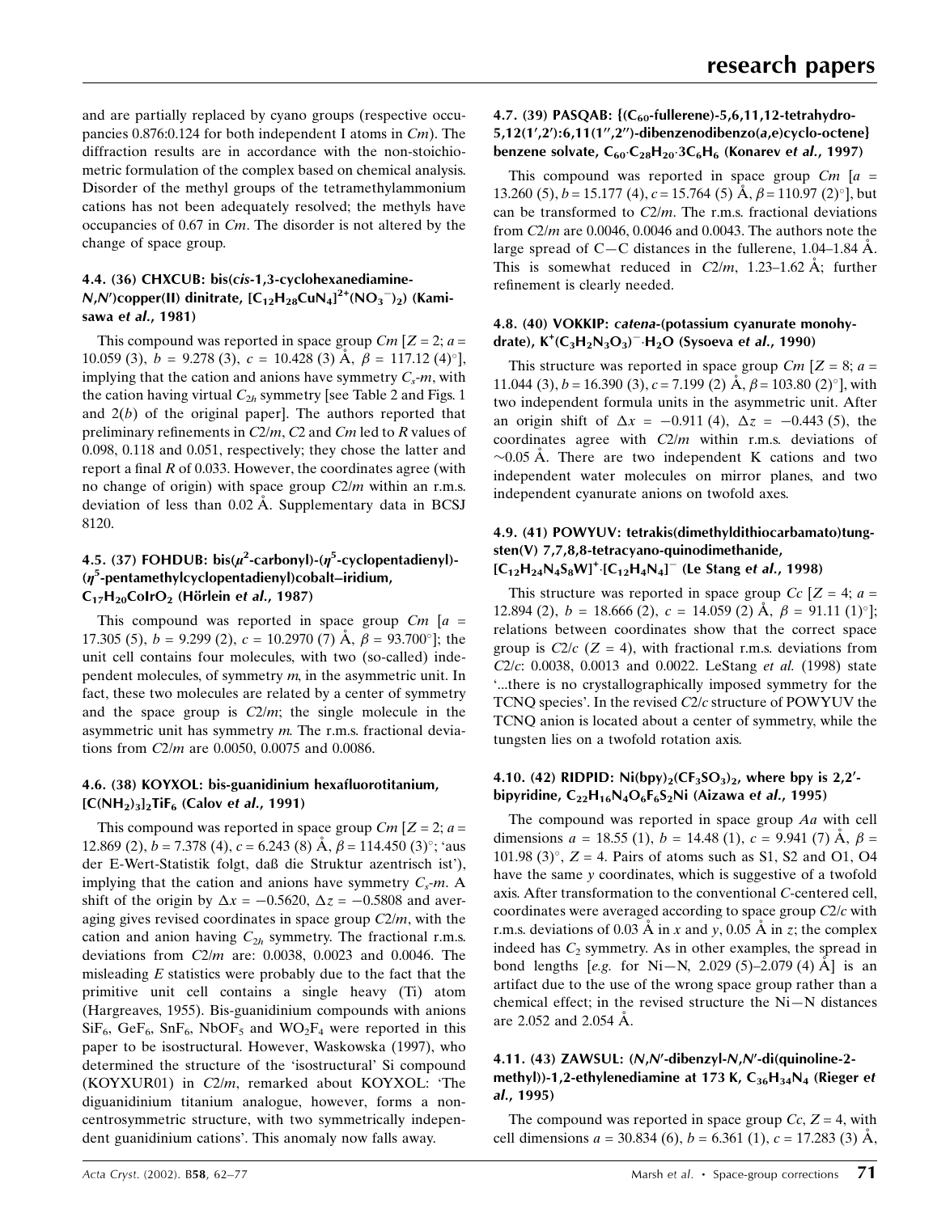and are partially replaced by cyano groups (respective occupancies 0.876:0.124 for both independent I atoms in *Cm*). The diffraction results are in accordance with the non-stoichiometric formulation of the complex based on chemical analysis. Disorder of the methyl groups of the tetramethylammonium cations has not been adequately resolved; the methyls have occupancies of 0.67 in *Cm*. The disorder is not altered by the change of space group.

### 4.4. (36) CHXCUB: bis(*cis*-1,3-cyclohexanediamine-*N*,*N*′)copper(II) dinitrate, $[C_{12}H_{28}CuN_4]^{2+}(NO_3^-)_2$) (Kamisawa *et al.*, 1981)

This compound was reported in space group *Cm* [$Z = 2$; $a$ = 10.059 (3), $b$ = 9.278 (3), $c$ = 10.428 (3) Å, $\beta$ = 117.12 (4)°], implying that the cation and anions have symmetry $C_s$-*m*, with the cation having virtual $C_{2h}$ symmetry [see Table 2 and Figs. 1 and 2(*b*) of the original paper]. The authors reported that preliminary refinements in *C*2/*m*, *C*2 and *Cm* led to *R* values of 0.098, 0.118 and 0.051, respectively; they chose the latter and report a final *R* of 0.033. However, the coordinates agree (with no change of origin) with space group *C*2/*m* within an r.m.s. deviation of less than 0.02 Å. Supplementary data in BCSJ 8120.

### 4.5. (37) FOHDUB: bis($\mu^2$-carbonyl)-($\eta^5$-cyclopentadienyl)-($\eta^5$-pentamethylcyclopentadienyl)cobalt–iridium, $C_{17}H_{20}CoIrO_2$ (Hörlein *et al.*, 1987)

This compound was reported in space group *Cm* [$a$ = 17.305 (5), $b$ = 9.299 (2), $c$ = 10.2970 (7) Å, $\beta$ = 93.700°]; the unit cell contains four molecules, with two (so-called) independent molecules, of symmetry *m*, in the asymmetric unit. In fact, these two molecules are related by a center of symmetry and the space group is *C*2/*m*; the single molecule in the asymmetric unit has symmetry *m*. The r.m.s. fractional deviations from *C*2/*m* are 0.0050, 0.0075 and 0.0086.

### 4.6. (38) KOYXOL: bis-guanidinium hexafluorotitanium, $[C(NH_2)_3]_2TiF_6$ (Calov *et al.*, 1991)

This compound was reported in space group *Cm* [$Z = 2$; $a$ = 12.869 (2), $b$ = 7.378 (4), $c$ = 6.243 (8) Å, $\beta$ = 114.450 (3)°; 'aus der E-Wert-Statistik folgt, daß die Struktur azentrisch ist'), implying that the cation and anions have symmetry $C_s$-*m*. A shift of the origin by $\Delta x = -0.5620$, $\Delta z = -0.5808$ and averaging gives revised coordinates in space group *C*2/*m*, with the cation and anion having $C_{2h}$ symmetry. The fractional r.m.s. deviations from *C*2/*m* are: 0.0038, 0.0023 and 0.0046. The misleading *E* statistics were probably due to the fact that the primitive unit cell contains a single heavy (Ti) atom (Hargreaves, 1955). Bis-guanidinium compounds with anions $SiF_6$, $GeF_6$, $SnF_6$, $NbOF_5$ and $WO_2F_4$ were reported in this paper to be isostructural. However, Waskowska (1997), who determined the structure of the 'isostructural' Si compound (KOYXUR01) in *C*2/*m*, remarked about KOYXOL: 'The diguanidinium titanium analogue, however, forms a noncentrosymmetric structure, with two symmetrically independent guanidinium cations'. This anomaly now falls away.

### 4.7. (39) PASQAB: {($C_{60}$-fullerene)-5,6,11,12-tetrahydro-5,12(1′,2′):6,11(1″,2″)-dibenzenodibenzo(*a*,*e*)cyclo-octene} benzene solvate, $C_{60}{\cdot}C_{28}H_{20}{\cdot}3C_6H_6$ (Konarev *et al.*, 1997)

This compound was reported in space group *Cm* [$a$ = 13.260 (5), $b$ = 15.177 (4), $c$ = 15.764 (5) Å, $\beta$ = 110.97 (2)°], but can be transformed to *C*2/*m*. The r.m.s. fractional deviations from *C*2/*m* are 0.0046, 0.0046 and 0.0043. The authors note the large spread of C—C distances in the fullerene, 1.04–1.84 Å. This is somewhat reduced in *C*2/*m*, 1.23–1.62 Å; further refinement is clearly needed.

### 4.8. (40) VOKKIP: *catena*-(potassium cyanurate monohydrate), $K^+(C_3H_2N_3O_3)^-{\cdot}H_2O$ (Sysoeva *et al.*, 1990)

This structure was reported in space group *Cm* [$Z = 8$; $a$ = 11.044 (3), $b$ = 16.390 (3), $c$ = 7.199 (2) Å, $\beta$ = 103.80 (2)°], with two independent formula units in the asymmetric unit. After an origin shift of $\Delta x = -0.911$ (4), $\Delta z = -0.443$ (5), the coordinates agree with *C*2/*m* within r.m.s. deviations of ~0.05 Å. There are two independent K cations and two independent water molecules on mirror planes, and two independent cyanurate anions on twofold axes.

### 4.9. (41) POWYUV: tetrakis(dimethyldithiocarbamato)tungsten(V) 7,7,8,8-tetracyano-quinodimethanide, $[C_{12}H_{24}N_4S_8W]^+{\cdot}[C_{12}H_4N_4]^-$ (Le Stang *et al.*, 1998)

This structure was reported in space group *Cc* [$Z = 4$; $a$ = 12.894 (2), $b$ = 18.666 (2), $c$ = 14.059 (2) Å, $\beta$ = 91.11 (1)°]; relations between coordinates show that the correct space group is *C*2/*c* ($Z = 4$), with fractional r.m.s. deviations from *C*2/*c*: 0.0038, 0.0013 and 0.0022. LeStang *et al.* (1998) state '...there is no crystallographically imposed symmetry for the TCNQ species'. In the revised *C*2/*c* structure of POWYUV the TCNQ anion is located about a center of symmetry, while the tungsten lies on a twofold rotation axis.

### 4.10. (42) RIDPID: $Ni(bpy)_2(CF_3SO_3)_2$, where bpy is 2,2′-bipyridine, $C_{22}H_{16}N_4O_6F_6S_2Ni$ (Aizawa *et al.*, 1995)

The compound was reported in space group *Aa* with cell dimensions $a$ = 18.55 (1), $b$ = 14.48 (1), $c$ = 9.941 (7) Å, $\beta$ = 101.98 (3)°, $Z = 4$. Pairs of atoms such as S1, S2 and O1, O4 have the same *y* coordinates, which is suggestive of a twofold axis. After transformation to the conventional *C*-centered cell, coordinates were averaged according to space group *C*2/*c* with r.m.s. deviations of 0.03 Å in *x* and *y*, 0.05 Å in *z*; the complex indeed has $C_2$ symmetry. As in other examples, the spread in bond lengths [*e.g.* for Ni—N, 2.029 (5)–2.079 (4) Å] is an artifact due to the use of the wrong space group rather than a chemical effect; in the revised structure the Ni—N distances are 2.052 and 2.054 Å.

### 4.11. (43) ZAWSUL: (*N*,*N*′-dibenzyl-*N*,*N*′-di(quinoline-2-methyl))-1,2-ethylenediamine at 173 K, $C_{36}H_{34}N_4$ (Rieger *et al.*, 1995)

The compound was reported in space group *Cc*, $Z = 4$, with cell dimensions $a$ = 30.834 (6), $b$ = 6.361 (1), $c$ = 17.283 (3) Å,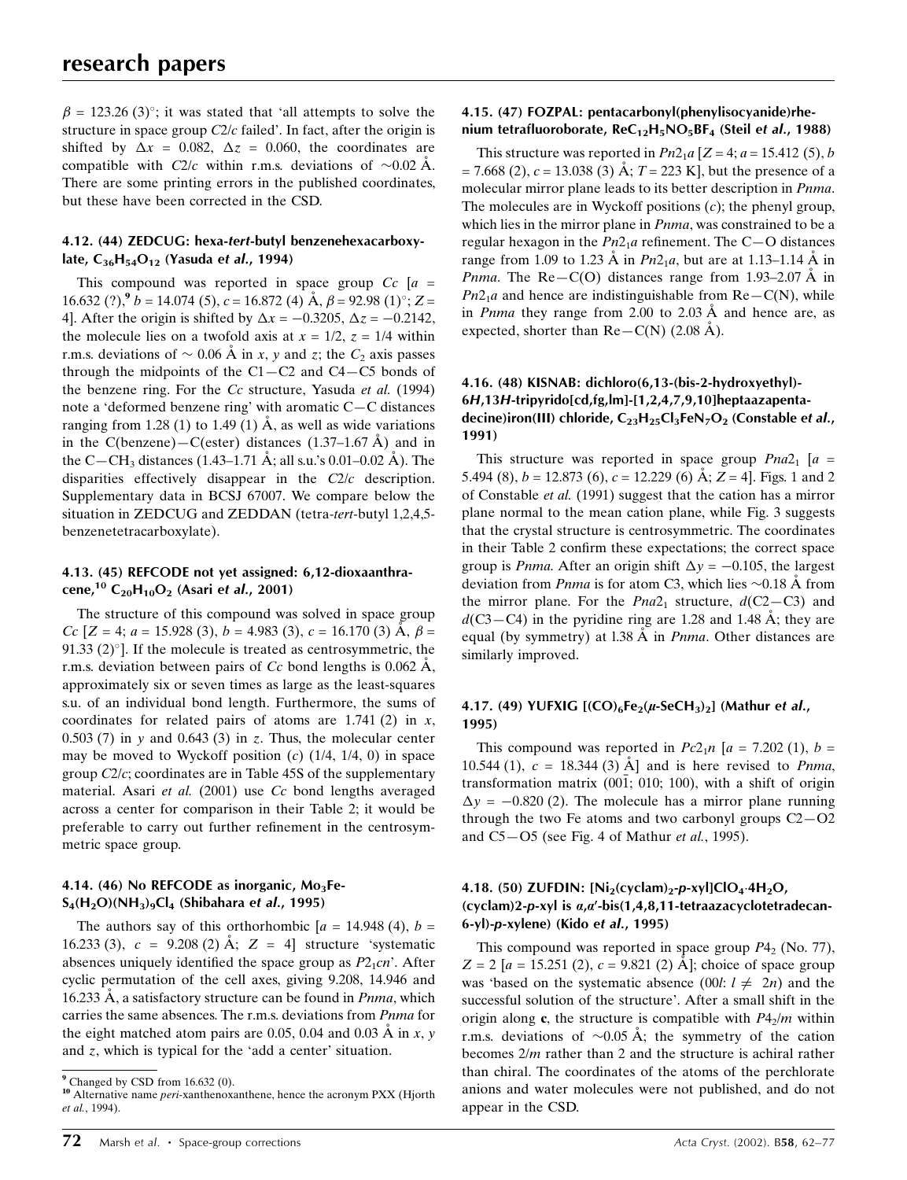$\beta$ = 123.26 (3)°; it was stated that 'all attempts to solve the structure in space group $C2/c$ failed'. In fact, after the origin is shifted by $\Delta x$ = 0.082, $\Delta z$ = 0.060, the coordinates are compatible with $C2/c$ within r.m.s. deviations of ~0.02 Å. There are some printing errors in the published coordinates, but these have been corrected in the CSD.

### 4.12. (44) ZEDCUG: hexa-*tert*-butyl benzenehexacarboxylate, $C_{36}H_{54}O_{12}$ (Yasuda *et al.*, 1994)

This compound was reported in space group $Cc$ [$a$ = 16.632 (?),[9] $b$ = 14.074 (5), $c$ = 16.872 (4) Å, $\beta$ = 92.98 (1)°; $Z$ = 4]. After the origin is shifted by $\Delta x$ = −0.3205, $\Delta z$ = −0.2142, the molecule lies on a twofold axis at $x$ = 1/2, $z$ = 1/4 within r.m.s. deviations of ~ 0.06 Å in $x$, $y$ and $z$; the $C_2$ axis passes through the midpoints of the C1—C2 and C4—C5 bonds of the benzene ring. For the $Cc$ structure, Yasuda *et al.* (1994) note a 'deformed benzene ring' with aromatic C—C distances ranging from 1.28 (1) to 1.49 (1) Å, as well as wide variations in the C(benzene)—C(ester) distances (1.37–1.67 Å) and in the C—$CH_3$ distances (1.43–1.71 Å; all s.u.'s 0.01–0.02 Å). The disparities effectively disappear in the $C2/c$ description. Supplementary data in BCSJ 67007. We compare below the situation in ZEDCUG and ZEDDAN (tetra-*tert*-butyl 1,2,4,5-benzenetetracarboxylate).

### 4.13. (45) REFCODE not yet assigned: 6,12-dioxaanthracene,[10] $C_{20}H_{10}O_2$ (Asari *et al.*, 2001)

The structure of this compound was solved in space group $Cc$ [$Z$ = 4; $a$ = 15.928 (3), $b$ = 4.983 (3), $c$ = 16.170 (3) Å, $\beta$ = 91.33 (2)°]. If the molecule is treated as centrosymmetric, the r.m.s. deviation between pairs of $Cc$ bond lengths is 0.062 Å, approximately six or seven times as large as the least-squares s.u. of an individual bond length. Furthermore, the sums of coordinates for related pairs of atoms are 1.741 (2) in $x$, 0.503 (7) in $y$ and 0.643 (3) in $z$. Thus, the molecular center may be moved to Wyckoff position ($c$) (1/4, 1/4, 0) in space group $C2/c$; coordinates are in Table 45S of the supplementary material. Asari *et al.* (2001) use $Cc$ bond lengths averaged across a center for comparison in their Table 2; it would be preferable to carry out further refinement in the centrosymmetric space group.

### 4.14. (46) No REFCODE as inorganic, $Mo_3FeS_4(H_2O)(NH_3)_9Cl_4$ (Shibahara *et al.*, 1995)

The authors say of this orthorhombic [$a$ = 14.948 (4), $b$ = 16.233 (3), $c$ = 9.208 (2) Å; $Z$ = 4] structure 'systematic absences uniquely identified the space group as $P2_1cn$'. After cyclic permutation of the cell axes, giving 9.208, 14.946 and 16.233 Å, a satisfactory structure can be found in $Pnma$, which carries the same absences. The r.m.s. deviations from $Pnma$ for the eight matched atom pairs are 0.05, 0.04 and 0.03 Å in $x$, $y$ and $z$, which is typical for the 'add a center' situation.

[9] Changed by CSD from 16.632 (0).

[10] Alternative name *peri*-xanthenoxanthene, hence the acronym PXX (Hjorth *et al.*, 1994).

### 4.15. (47) FOZPAL: pentacarbonyl(phenylisocyanide)rhenium tetrafluoroborate, $ReC_{12}H_5NO_5BF_4$ (Steil *et al.*, 1988)

This structure was reported in $Pn2_1a$ [$Z$ = 4; $a$ = 15.412 (5), $b$ = 7.668 (2), $c$ = 13.038 (3) Å; $T$ = 223 K], but the presence of a molecular mirror plane leads to its better description in $Pnma$. The molecules are in Wyckoff positions ($c$); the phenyl group, which lies in the mirror plane in $Pnma$, was constrained to be a regular hexagon in the $Pn2_1a$ refinement. The C—O distances range from 1.09 to 1.23 Å in $Pn2_1a$, but are at 1.13–1.14 Å in $Pnma$. The Re—C(O) distances range from 1.93–2.07 Å in $Pn2_1a$ and hence are indistinguishable from Re—C(N), while in $Pnma$ they range from 2.00 to 2.03 Å and hence are, as expected, shorter than Re—C(N) (2.08 Å).

### 4.16. (48) KISNAB: dichloro(6,13-(bis-2-hydroxyethyl)-6*H*,13*H*-tripyrido[cd,fg,lm]-[1,2,4,7,9,10]heptaazapentadecine)iron(III) chloride, $C_{23}H_{25}Cl_3FeN_7O_2$ (Constable *et al.*, 1991)

This structure was reported in space group $Pna2_1$ [$a$ = 5.494 (8), $b$ = 12.873 (6), $c$ = 12.229 (6) Å; $Z$ = 4]. Figs. 1 and 2 of Constable *et al.* (1991) suggest that the cation has a mirror plane normal to the mean cation plane, while Fig. 3 suggests that the crystal structure is centrosymmetric. The coordinates in their Table 2 confirm these expectations; the correct space group is $Pnma$. After an origin shift $\Delta y$ = −0.105, the largest deviation from $Pnma$ is for atom C3, which lies ~0.18 Å from the mirror plane. For the $Pna2_1$ structure, $d$(C2—C3) and $d$(C3—C4) in the pyridine ring are 1.28 and 1.48 Å; they are equal (by symmetry) at l.38 Å in $Pnma$. Other distances are similarly improved.

### 4.17. (49) YUFXIG [$(CO)_6Fe_2(\mu\text{-}SeCH_3)_2$] (Mathur *et al.*, 1995)

This compound was reported in $Pc2_1n$ [$a$ = 7.202 (1), $b$ = 10.544 (1), $c$ = 18.344 (3) Å] and is here revised to $Pnma$, transformation matrix (00$\bar{1}$; 010; 100), with a shift of origin $\Delta y$ = −0.820 (2). The molecule has a mirror plane running through the two Fe atoms and two carbonyl groups C2—O2 and C5—O5 (see Fig. 4 of Mathur *et al.*, 1995).

### 4.18. (50) ZUFDIN: $[Ni_2(cyclam)_2\text{-}p\text{-}xyl]ClO_4{\cdot}4H_2O$, (cyclam)2-*p*-xyl is $\alpha,\alpha'$-bis(1,4,8,11-tetraazacyclotetradecan-6-yl)-*p*-xylene) (Kido *et al.*, 1995)

This compound was reported in space group $P4_2$ (No. 77), $Z$ = 2 [$a$ = 15.251 (2), $c$ = 9.821 (2) Å]; choice of space group was 'based on the systematic absence (00$l$: $l \neq 2n$) and the successful solution of the structure'. After a small shift in the origin along **c**, the structure is compatible with $P4_2/m$ within r.m.s. deviations of ~0.05 Å; the symmetry of the cation becomes $2/m$ rather than 2 and the structure is achiral rather than chiral. The coordinates of the atoms of the perchlorate anions and water molecules were not published, and do not appear in the CSD.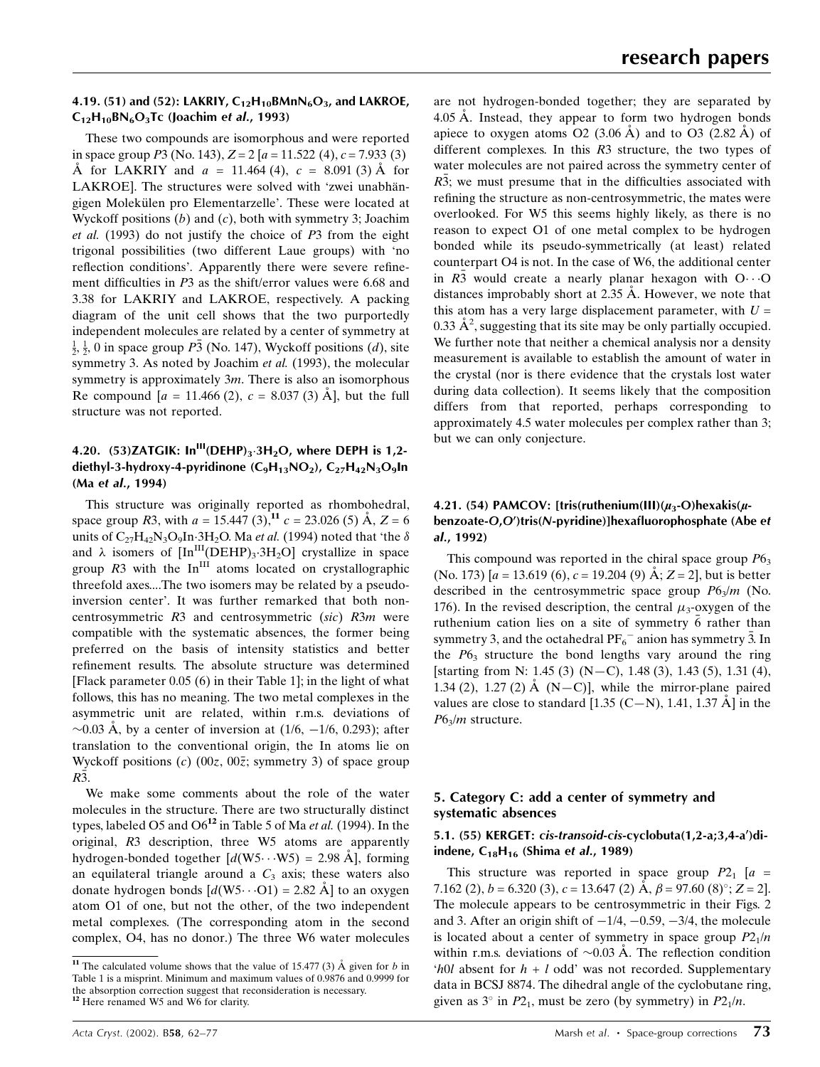### 4.19. (51) and (52): LAKRIY, $C_{12}H_{10}BMnN_6O_3$, and LAKROE, $C_{12}H_{10}BN_6O_3Tc$ (Joachim *et al.*, 1993)

These two compounds are isomorphous and were reported in space group $P3$ (No. 143), $Z = 2$ [$a = 11.522$ (4), $c = 7.933$ (3) Å for LAKRIY and $a = 11.464$ (4), $c = 8.091$ (3) Å for LAKROE]. The structures were solved with 'zwei unabhängigen Molekülen pro Elementarzelle'. These were located at Wyckoff positions (*b*) and (*c*), both with symmetry 3; Joachim *et al.* (1993) do not justify the choice of $P3$ from the eight trigonal possibilities (two different Laue groups) with 'no reflection conditions'. Apparently there were severe refinement difficulties in $P3$ as the shift/error values were 6.68 and 3.38 for LAKRIY and LAKROE, respectively. A packing diagram of the unit cell shows that the two purportedly independent molecules are related by a center of symmetry at $\frac{1}{2}, \frac{1}{2}, 0$ in space group $P\bar{3}$ (No. 147), Wyckoff positions (*d*), site symmetry 3. As noted by Joachim *et al.* (1993), the molecular symmetry is approximately $3m$. There is also an isomorphous Re compound [$a = 11.466$ (2), $c = 8.037$ (3) Å], but the full structure was not reported.

### 4.20. (53)ZATGIK: $In^{III}(DEHP)_3 \cdot 3H_2O$, where DEPH is 1,2-diethyl-3-hydroxy-4-pyridinone ($C_9H_{13}NO_2$), $C_{27}H_{42}N_3O_9In$ (Ma *et al.*, 1994)

This structure was originally reported as rhombohedral, space group $R3$, with $a = 15.447$ (3),[11] $c = 23.026$ (5) Å, $Z = 6$ units of $C_{27}H_{42}N_3O_9In \cdot 3H_2O$. Ma *et al.* (1994) noted that 'the $\delta$ and $\lambda$ isomers of $[In^{III}(DEHP)_3 \cdot 3H_2O]$ crystallize in space group $R3$ with the $In^{III}$ atoms located on crystallographic threefold axes....The two isomers may be related by a pseudo-inversion center'. It was further remarked that both non-centrosymmetric $R3$ and centrosymmetric (*sic*) $R3m$ were compatible with the systematic absences, the former being preferred on the basis of intensity statistics and better refinement results. The absolute structure was determined [Flack parameter 0.05 (6) in their Table 1]; in the light of what follows, this has no meaning. The two metal complexes in the asymmetric unit are related, within r.m.s. deviations of ~0.03 Å, by a center of inversion at (1/6, −1/6, 0.293); after translation to the conventional origin, the In atoms lie on Wyckoff positions (*c*) ($00z$, $00\bar{z}$; symmetry 3) of space group $R\bar{3}$.

We make some comments about the role of the water molecules in the structure. There are two structurally distinct types, labeled O5 and O6[12] in Table 5 of Ma *et al.* (1994). In the original, $R3$ description, three W5 atoms are apparently hydrogen-bonded together [$d$(W5···W5) = 2.98 Å], forming an equilateral triangle around a $C_3$ axis; these waters also donate hydrogen bonds [$d$(W5···O1) = 2.82 Å] to an oxygen atom O1 of one, but not the other, of the two independent metal complexes. (The corresponding atom in the second complex, O4, has no donor.) The three W6 water molecules are not hydrogen-bonded together; they are separated by 4.05 Å. Instead, they appear to form two hydrogen bonds apiece to oxygen atoms O2 (3.06 Å) and to O3 (2.82 Å) of different complexes. In this $R3$ structure, the two types of water molecules are not paired across the symmetry center of $R\bar{3}$; we must presume that in the difficulties associated with refining the structure as non-centrosymmetric, the mates were overlooked. For W5 this seems highly likely, as there is no reason to expect O1 of one metal complex to be hydrogen bonded while its pseudo-symmetrically (at least) related counterpart O4 is not. In the case of W6, the additional center in $R\bar{3}$ would create a nearly planar hexagon with O···O distances improbably short at 2.35 Å. However, we note that this atom has a very large displacement parameter, with $U = 0.33$ Å$^2$, suggesting that its site may be only partially occupied. We further note that neither a chemical analysis nor a density measurement is available to establish the amount of water in the crystal (nor is there evidence that the crystals lost water during data collection). It seems likely that the composition differs from that reported, perhaps corresponding to approximately 4.5 water molecules per complex rather than 3; but we can only conjecture.

[11] The calculated volume shows that the value of 15.477 (3) Å given for *b* in Table 1 is a misprint. Minimum and maximum values of 0.9876 and 0.9999 for the absorption correction suggest that reconsideration is necessary.

[12] Here renamed W5 and W6 for clarity.

### 4.21. (54) PAMCOV: [tris(ruthenium(III))($\mu_3$-O)hexakis($\mu$-benzoate-*O*,*O*′)tris(*N*-pyridine)]hexafluorophosphate (Abe *et al.*, 1992)

This compound was reported in the chiral space group $P6_3$ (No. 173) [$a = 13.619$ (6), $c = 19.204$ (9) Å; $Z = 2$], but is better described in the centrosymmetric space group $P6_3/m$ (No. 176). In the revised description, the central $\mu_3$-oxygen of the ruthenium cation lies on a site of symmetry $\bar{6}$ rather than symmetry 3, and the octahedral $PF_6^-$ anion has symmetry $\bar{3}$. In the $P6_3$ structure the bond lengths vary around the ring [starting from N: 1.45 (3) (N—C), 1.48 (3), 1.43 (5), 1.31 (4), 1.34 (2), 1.27 (2) Å (N—C)], while the mirror-plane paired values are close to standard [1.35 (C—N), 1.41, 1.37 Å] in the $P6_3/m$ structure.

## 5. Category C: add a center of symmetry and systematic absences

### 5.1. (55) KERGET: *cis-transoid-cis*-cyclobuta(1,2-a;3,4-a′)di-indene, $C_{18}H_{16}$ (Shima *et al.*, 1989)

This structure was reported in space group $P2_1$ [$a = 7.162$ (2), $b = 6.320$ (3), $c = 13.647$ (2) Å, $\beta = 97.60$ (8)°; $Z = 2$]. The molecule appears to be centrosymmetric in their Figs. 2 and 3. After an origin shift of −1/4, −0.59, −3/4, the molecule is located about a center of symmetry in space group $P2_1/n$ within r.m.s. deviations of ~0.03 Å. The reflection condition '$h0l$ absent for $h + l$ odd' was not recorded. Supplementary data in BCSJ 8874. The dihedral angle of the cyclobutane ring, given as 3° in $P2_1$, must be zero (by symmetry) in $P2_1/n$.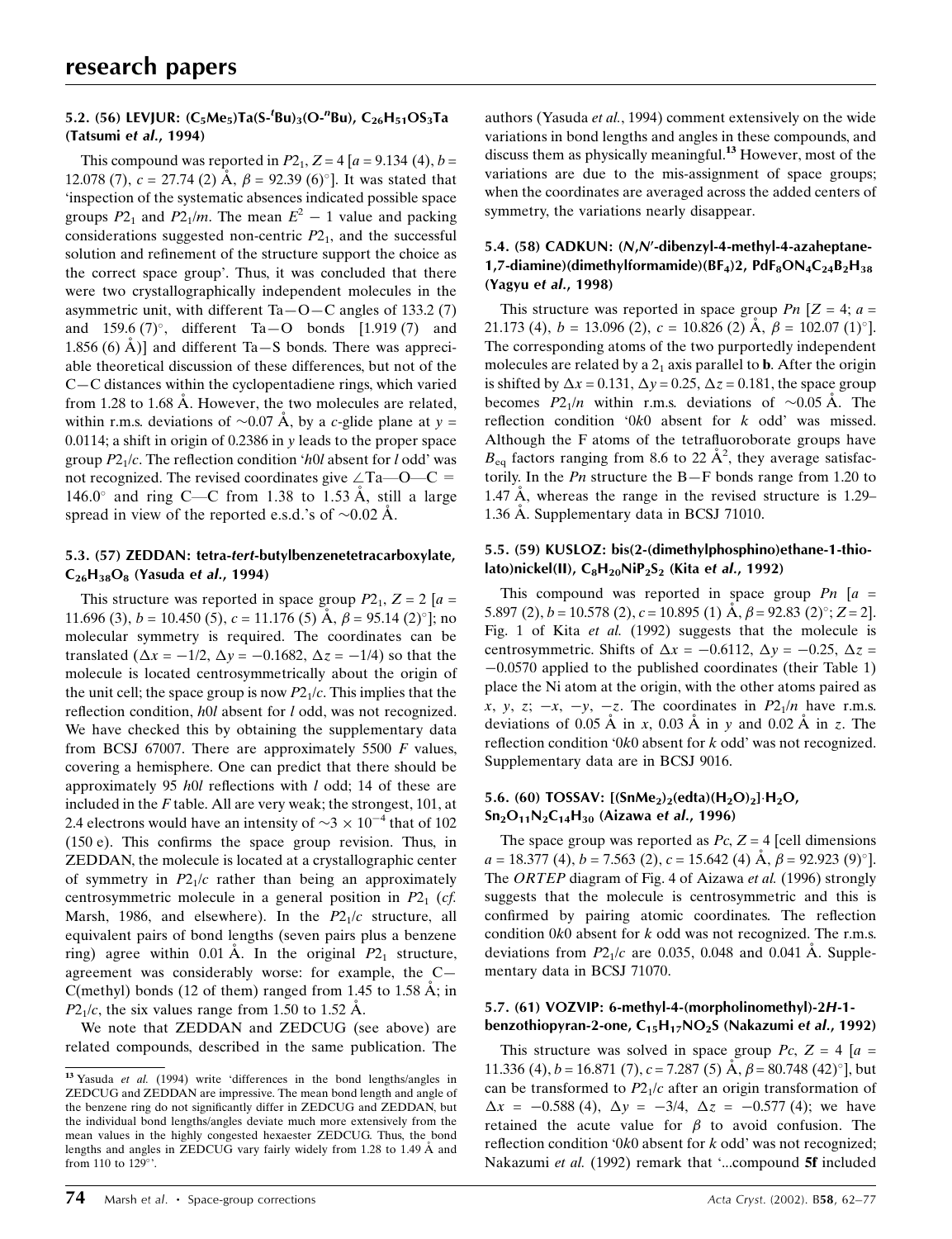### 5.2. (56) LEVJUR: $(C_5Me_5)Ta(S\text{-}^tBu)_3(O\text{-}^nBu)$, $C_{26}H_{51}OS_3Ta$ (Tatsumi *et al.*, 1994)

This compound was reported in $P2_1$, $Z = 4$ [$a = 9.134$ (4), $b = 12.078$ (7), $c = 27.74$ (2) Å, $\beta = 92.39$ (6)°]. It was stated that 'inspection of the systematic absences indicated possible space groups $P2_1$ and $P2_1/m$. The mean $E^2 - 1$ value and packing considerations suggested non-centric $P2_1$, and the successful solution and refinement of the structure support the choice as the correct space group'. Thus, it was concluded that there were two crystallographically independent molecules in the asymmetric unit, with different Ta—O—C angles of 133.2 (7) and 159.6 (7)°, different Ta—O bonds [1.919 (7) and 1.856 (6) Å)] and different Ta—S bonds. There was appreciable theoretical discussion of these differences, but not of the C—C distances within the cyclopentadiene rings, which varied from 1.28 to 1.68 Å. However, the two molecules are related, within r.m.s. deviations of ~0.07 Å, by a *c*-glide plane at $y = 0.0114$; a shift in origin of 0.2386 in *y* leads to the proper space group $P2_1/c$. The reflection condition '*h*0*l* absent for *l* odd' was not recognized. The revised coordinates give ∠Ta—O—C = 146.0° and ring C—C from 1.38 to 1.53 Å, still a large spread in view of the reported e.s.d.'s of ~0.02 Å.

### 5.3. (57) ZEDDAN: tetra-*tert*-butylbenzenetetracarboxylate, $C_{26}H_{38}O_8$ (Yasuda *et al.*, 1994)

This structure was reported in space group $P2_1$, $Z = 2$ [$a = 11.696$ (3), $b = 10.450$ (5), $c = 11.176$ (5) Å, $\beta = 95.14$ (2)°]; no molecular symmetry is required. The coordinates can be translated ($\Delta x = -1/2$, $\Delta y = -0.1682$, $\Delta z = -1/4$) so that the molecule is located centrosymmetrically about the origin of the unit cell; the space group is now $P2_1/c$. This implies that the reflection condition, *h*0*l* absent for *l* odd, was not recognized. We have checked this by obtaining the supplementary data from BCSJ 67007. There are approximately 5500 *F* values, covering a hemisphere. One can predict that there should be approximately 95 *h*0*l* reflections with *l* odd; 14 of these are included in the *F* table. All are very weak; the strongest, 101, at 2.4 electrons would have an intensity of $\sim 3 \times 10^{-4}$ that of 102 (150 e). This confirms the space group revision. Thus, in ZEDDAN, the molecule is located at a crystallographic center of symmetry in $P2_1/c$ rather than being an approximately centrosymmetric molecule in a general position in $P2_1$ (*cf.* Marsh, 1986, and elsewhere). In the $P2_1/c$ structure, all equivalent pairs of bond lengths (seven pairs plus a benzene ring) agree within 0.01 Å. In the original $P2_1$ structure, agreement was considerably worse: for example, the C—C(methyl) bonds (12 of them) ranged from 1.45 to 1.58 Å; in $P2_1/c$, the six values range from 1.50 to 1.52 Å.

We note that ZEDDAN and ZEDCUG (see above) are related compounds, described in the same publication. The authors (Yasuda *et al.*, 1994) comment extensively on the wide variations in bond lengths and angles in these compounds, and discuss them as physically meaningful.[13] However, most of the variations are due to the mis-assignment of space groups; when the coordinates are averaged across the added centers of symmetry, the variations nearly disappear.

[13] Yasuda *et al.* (1994) write 'differences in the bond lengths/angles in ZEDCUG and ZEDDAN are impressive. The mean bond length and angle of the benzene ring do not significantly differ in ZEDCUG and ZEDDAN, but the individual bond lengths/angles deviate much more extensively from the mean values in the highly congested hexaester ZEDCUG. Thus, the bond lengths and angles in ZEDCUG vary fairly widely from 1.28 to 1.49 Å and from 110 to 129°'.

### 5.4. (58) CADKUN: (*N*,*N*′-dibenzyl-4-methyl-4-azaheptane-1,7-diamine)(dimethylformamide)$(BF_4)_2$, $PdF_8ON_4C_{24}B_2H_{38}$ (Yagyu *et al.*, 1998)

This structure was reported in space group *Pn* [$Z = 4$; $a = 21.173$ (4), $b = 13.096$ (2), $c = 10.826$ (2) Å, $\beta = 102.07$ (1)°]. The corresponding atoms of the two purportedly independent molecules are related by a $2_1$ axis parallel to **b**. After the origin is shifted by $\Delta x = 0.131$, $\Delta y = 0.25$, $\Delta z = 0.181$, the space group becomes $P2_1/n$ within r.m.s. deviations of ~0.05 Å. The reflection condition '0*k*0 absent for *k* odd' was missed. Although the F atoms of the tetrafluoroborate groups have $B_{eq}$ factors ranging from 8.6 to 22 Å$^2$, they average satisfactorily. In the *Pn* structure the B—F bonds range from 1.20 to 1.47 Å, whereas the range in the revised structure is 1.29–1.36 Å. Supplementary data in BCSJ 71010.

### 5.5. (59) KUSLOZ: bis(2-(dimethylphosphino)ethane-1-thiolato)nickel(II), $C_8H_{20}NiP_2S_2$ (Kita *et al.*, 1992)

This compound was reported in space group *Pn* [$a = 5.897$ (2), $b = 10.578$ (2), $c = 10.895$ (1) Å, $\beta = 92.83$ (2)°; $Z = 2$]. Fig. 1 of Kita *et al.* (1992) suggests that the molecule is centrosymmetric. Shifts of $\Delta x = -0.6112$, $\Delta y = -0.25$, $\Delta z = -0.0570$ applied to the published coordinates (their Table 1) place the Ni atom at the origin, with the other atoms paired as *x*, *y*, *z*; −*x*, −*y*, −*z*. The coordinates in $P2_1/n$ have r.m.s. deviations of 0.05 Å in *x*, 0.03 Å in *y* and 0.02 Å in *z*. The reflection condition '0*k*0 absent for *k* odd' was not recognized. Supplementary data are in BCSJ 9016.

### 5.6. (60) TOSSAV: $[(SnMe_2)_2(edta)(H_2O)_2]\cdot H_2O$, $Sn_2O_{11}N_2C_{14}H_{30}$ (Aizawa *et al.*, 1996)

The space group was reported as *Pc*, $Z = 4$ [cell dimensions $a = 18.377$ (4), $b = 7.563$ (2), $c = 15.642$ (4) Å, $\beta = 92.923$ (9)°]. The *ORTEP* diagram of Fig. 4 of Aizawa *et al.* (1996) strongly suggests that the molecule is centrosymmetric and this is confirmed by pairing atomic coordinates. The reflection condition 0*k*0 absent for *k* odd was not recognized. The r.m.s. deviations from $P2_1/c$ are 0.035, 0.048 and 0.041 Å. Supplementary data in BCSJ 71070.

### 5.7. (61) VOZVIP: 6-methyl-4-(morpholinomethyl)-2*H*-1-benzothiopyran-2-one, $C_{15}H_{17}NO_2S$ (Nakazumi *et al.*, 1992)

This structure was solved in space group *Pc*, $Z = 4$ [$a = 11.336$ (4), $b = 16.871$ (7), $c = 7.287$ (5) Å, $\beta = 80.748$ (42)°], but can be transformed to $P2_1/c$ after an origin transformation of $\Delta x = -0.588$ (4), $\Delta y = -3/4$, $\Delta z = -0.577$ (4); we have retained the acute value for $\beta$ to avoid confusion. The reflection condition '0*k*0 absent for *k* odd' was not recognized; Nakazumi *et al.* (1992) remark that '...compound **5f** included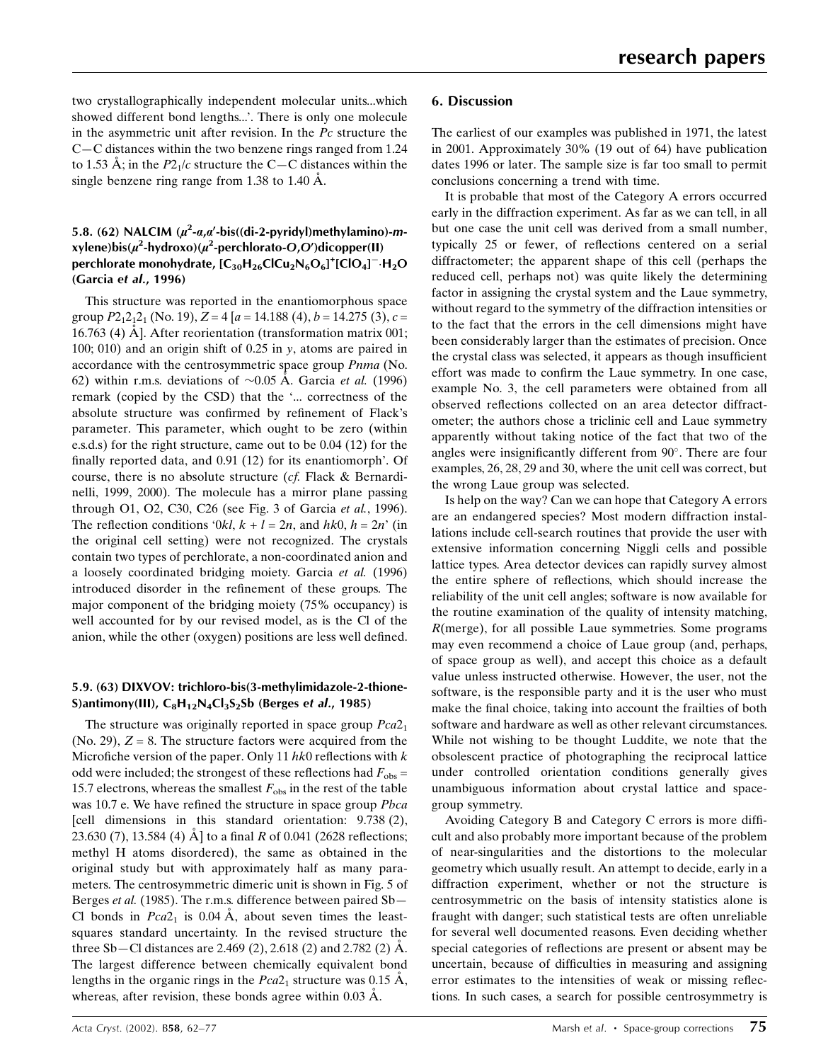two crystallographically independent molecular units...which showed different bond lengths...'. There is only one molecule in the asymmetric unit after revision. In the *Pc* structure the C—C distances within the two benzene rings ranged from 1.24 to 1.53 Å; in the $P2_1/c$ structure the C—C distances within the single benzene ring range from 1.38 to 1.40 Å.

### 5.8. (62) NALCIM ($\mu^2$-$a,a'$-bis((di-2-pyridyl)methylamino)-*m*-xylene)bis($\mu^2$-hydroxo)($\mu^2$-perchlorato-*O*,*O'*)dicopper(II) perchlorate monohydrate, $[C_{30}H_{26}ClCu_2N_6O_6]^+[ClO_4]^-\cdot H_2O$ (Garcia *et al.*, 1996)

This structure was reported in the enantiomorphous space group $P2_12_12_1$ (No. 19), $Z = 4$ [$a = 14.188$ (4), $b = 14.275$ (3), $c = 16.763$ (4) Å]. After reorientation (transformation matrix 001; 100; 010) and an origin shift of 0.25 in *y*, atoms are paired in accordance with the centrosymmetric space group *Pnma* (No. 62) within r.m.s. deviations of ~0.05 Å. Garcia *et al.* (1996) remark (copied by the CSD) that the '... correctness of the absolute structure was confirmed by refinement of Flack's parameter. This parameter, which ought to be zero (within e.s.d.s) for the right structure, came out to be 0.04 (12) for the finally reported data, and 0.91 (12) for its enantiomorph'. Of course, there is no absolute structure (*cf.* Flack & Bernardinelli, 1999, 2000). The molecule has a mirror plane passing through O1, O2, C30, C26 (see Fig. 3 of Garcia *et al.*, 1996). The reflection conditions '$0kl$, $k + l = 2n$, and $hk0$, $h = 2n$' (in the original cell setting) were not recognized. The crystals contain two types of perchlorate, a non-coordinated anion and a loosely coordinated bridging moiety. Garcia *et al.* (1996) introduced disorder in the refinement of these groups. The major component of the bridging moiety (75% occupancy) is well accounted for by our revised model, as is the Cl of the anion, while the other (oxygen) positions are less well defined.

### 5.9. (63) DIXVOV: trichloro-bis(3-methylimidazole-2-thione-S)antimony(III), $C_8H_{12}N_4Cl_3S_2Sb$ (Berges *et al.*, 1985)

The structure was originally reported in space group $Pca2_1$ (No. 29), $Z = 8$. The structure factors were acquired from the Microfiche version of the paper. Only 11 $hk0$ reflections with *k* odd were included; the strongest of these reflections had $F_{obs} = 15.7$ electrons, whereas the smallest $F_{obs}$ in the rest of the table was 10.7 e. We have refined the structure in space group *Pbca* [cell dimensions in this standard orientation: 9.738 (2), 23.630 (7), 13.584 (4) Å] to a final *R* of 0.041 (2628 reflections; methyl H atoms disordered), the same as obtained in the original study but with approximately half as many parameters. The centrosymmetric dimeric unit is shown in Fig. 5 of Berges *et al.* (1985). The r.m.s. difference between paired Sb—Cl bonds in $Pca2_1$ is 0.04 Å, about seven times the least-squares standard uncertainty. In the revised structure the three Sb—Cl distances are 2.469 (2), 2.618 (2) and 2.782 (2) Å. The largest difference between chemically equivalent bond lengths in the organic rings in the $Pca2_1$ structure was 0.15 Å, whereas, after revision, these bonds agree within 0.03 Å.

## 6. Discussion

The earliest of our examples was published in 1971, the latest in 2001. Approximately 30% (19 out of 64) have publication dates 1996 or later. The sample size is far too small to permit conclusions concerning a trend with time.

It is probable that most of the Category A errors occurred early in the diffraction experiment. As far as we can tell, in all but one case the unit cell was derived from a small number, typically 25 or fewer, of reflections centered on a serial diffractometer; the apparent shape of this cell (perhaps the reduced cell, perhaps not) was quite likely the determining factor in assigning the crystal system and the Laue symmetry, without regard to the symmetry of the diffraction intensities or to the fact that the errors in the cell dimensions might have been considerably larger than the estimates of precision. Once the crystal class was selected, it appears as though insufficient effort was made to confirm the Laue symmetry. In one case, example No. 3, the cell parameters were obtained from all observed reflections collected on an area detector diffractometer; the authors chose a triclinic cell and Laue symmetry apparently without taking notice of the fact that two of the angles were insignificantly different from 90°. There are four examples, 26, 28, 29 and 30, where the unit cell was correct, but the wrong Laue group was selected.

Is help on the way? Can we can hope that Category A errors are an endangered species? Most modern diffraction installations include cell-search routines that provide the user with extensive information concerning Niggli cells and possible lattice types. Area detector devices can rapidly survey almost the entire sphere of reflections, which should increase the reliability of the unit cell angles; software is now available for the routine examination of the quality of intensity matching, *R*(merge), for all possible Laue symmetries. Some programs may even recommend a choice of Laue group (and, perhaps, of space group as well), and accept this choice as a default value unless instructed otherwise. However, the user, not the software, is the responsible party and it is the user who must make the final choice, taking into account the frailties of both software and hardware as well as other relevant circumstances. While not wishing to be thought Luddite, we note that the obsolescent practice of photographing the reciprocal lattice under controlled orientation conditions generally gives unambiguous information about crystal lattice and space-group symmetry.

Avoiding Category B and Category C errors is more difficult and also probably more important because of the problem of near-singularities and the distortions to the molecular geometry which usually result. An attempt to decide, early in a diffraction experiment, whether or not the structure is centrosymmetric on the basis of intensity statistics alone is fraught with danger; such statistical tests are often unreliable for several well documented reasons. Even deciding whether special categories of reflections are present or absent may be uncertain, because of difficulties in measuring and assigning error estimates to the intensities of weak or missing reflections. In such cases, a search for possible centrosymmetry is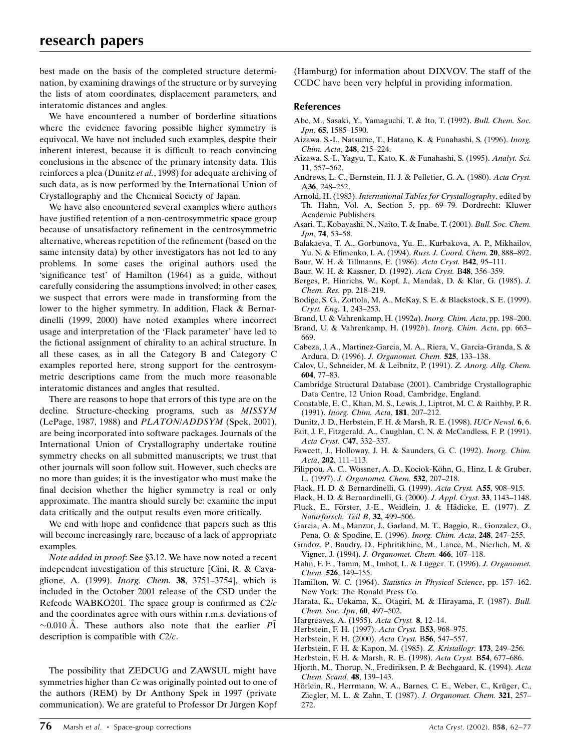best made on the basis of the completed structure determination, by examining drawings of the structure or by surveying the lists of atom coordinates, displacement parameters, and interatomic distances and angles.

We have encountered a number of borderline situations where the evidence favoring possible higher symmetry is equivocal. We have not included such examples, despite their inherent interest, because it is difficult to reach convincing conclusions in the absence of the primary intensity data. This reinforces a plea (Dunitz *et al.*, 1998) for adequate archiving of such data, as is now performed by the International Union of Crystallography and the Chemical Society of Japan.

We have also encountered several examples where authors have justified retention of a non-centrosymmetric space group because of unsatisfactory refinement in the centrosymmetric alternative, whereas repetition of the refinement (based on the same intensity data) by other investigators has not led to any problems. In some cases the original authors used the 'significance test' of Hamilton (1964) as a guide, without carefully considering the assumptions involved; in other cases, we suspect that errors were made in transforming from the lower to the higher symmetry. In addition, Flack & Bernardinelli (1999, 2000) have noted examples where incorrect usage and interpretation of the 'Flack parameter' have led to the fictional assignment of chirality to an achiral structure. In all these cases, as in all the Category B and Category C examples reported here, strong support for the centrosymmetric descriptions came from the much more reasonable interatomic distances and angles that resulted.

There are reasons to hope that errors of this type are on the decline. Structure-checking programs, such as *MISSYM* (LePage, 1987, 1988) and *PLATON*/*ADDSYM* (Spek, 2001), are being incorporated into software packages. Journals of the International Union of Crystallography undertake routine symmetry checks on all submitted manuscripts; we trust that other journals will soon follow suit. However, such checks are no more than guides; it is the investigator who must make the final decision whether the higher symmetry is real or only approximate. The mantra should surely be: examine the input data critically and the output results even more critically.

We end with hope and confidence that papers such as this will become increasingly rare, because of a lack of appropriate examples.

*Note added in proof*: See §3.12. We have now noted a recent independent investigation of this structure [Cini, R. & Cavaglione, A. (1999). *Inorg. Chem.* **38**, 3751–3754], which is included in the October 2001 release of the CSD under the Refcode WABKO201. The space group is confirmed as $C2/c$ and the coordinates agree with ours within r.m.s. deviations of $\sim$0.010 Å. These authors also note that the earlier $P\bar{1}$ description is compatible with $C2/c$.

The possibility that ZEDCUG and ZAWSUL might have symmetries higher than $Cc$ was originally pointed out to one of the authors (REM) by Dr Anthony Spek in 1997 (private communication). We are grateful to Professor Dr Jürgen Kopf (Hamburg) for information about DIXVOV. The staff of the CCDC have been very helpful in providing information.

## References

Abe, M., Sasaki, Y., Yamaguchi, T. & Ito, T. (1992). *Bull. Chem. Soc. Jpn*, **65**, 1585–1590.

Aizawa, S.-I., Natsume, T., Hatano, K. & Funahashi, S. (1996). *Inorg. Chim. Acta*, **248**, 215–224.

Aizawa, S.-I., Yagyu, T., Kato, K. & Funahashi, S. (1995). *Analyt. Sci.* **11**, 557–562.

Andrews, L. C., Bernstein, H. J. & Pelletier, G. A. (1980). *Acta Cryst.* A**36**, 248–252.

Arnold, H. (1983). *International Tables for Crystallography*, edited by Th. Hahn, Vol. A, Section 5, pp. 69–79. Dordrecht: Kluwer Academic Publishers.

Asari, T., Kobayashi, N., Naito, T. & Inabe, T. (2001). *Bull. Soc. Chem. Jpn*, **74**, 53–58.

Balakaeva, T. A., Gorbunova, Yu. E., Kurbakova, A. P., Mikhailov, Yu. N. & Efimenko, I. A. (1994). *Russ. J. Coord. Chem.* **20**, 888–892.

Baur, W. H. & Tillmanns, E. (1986). *Acta Cryst.* B**42**, 95–111.

Baur, W. H. & Kassner, D. (1992). *Acta Cryst.* B**48**, 356–359.

Berges, P., Hinrichs, W., Kopf, J., Mandak, D. & Klar, G. (1985). *J. Chem. Res.* pp. 218–219.

Bodige, S. G., Zottola, M. A., McKay, S. E. & Blackstock, S. E. (1999). *Cryst. Eng.* **1**, 243–253.

Brand, U. & Vahrenkamp, H. (1992*a*). *Inorg. Chim. Acta*, pp. 198–200.

Brand, U. & Vahrenkamp, H. (1992*b*). *Inorg. Chim. Acta*, pp. 663–669.

Cabeza, J. A., Martinez-Garcia, M. A., Riera, V., Garcia-Granda, S. & Ardura, D. (1996). *J. Organomet. Chem.* **525**, 133–138.

Calov, U., Schneider, M. & Leibnitz, P. (1991). *Z. Anorg. Allg. Chem.* **604**, 77–83.

Cambridge Structural Database (2001). Cambridge Crystallographic Data Centre, 12 Union Road, Cambridge, England.

Constable, E. C., Khan, M. S., Lewis, J., Liptrot, M. C. & Raithby, P. R. (1991). *Inorg. Chim. Acta*, **181**, 207–212.

Dunitz, J. D., Herbstein, F. H. & Marsh, R. E. (1998). *IUCr Newsl.* **6**, 6.

Fait, J. F., Fitzgerald, A., Caughlan, C. N. & McCandless, F. P. (1991). *Acta Cryst.* C**47**, 332–337.

Fawcett, J., Holloway, J. H. & Saunders, G. C. (1992). *Inorg. Chim. Acta*, **202**, 111–113.

Filippou, A. C., Wössner, A. D., Kociok-Köhn, G., Hinz, I. & Gruber, L. (1997). *J. Organomet. Chem.* **532**, 207–218.

Flack, H. D. & Bernardinelli, G. (1999). *Acta Cryst.* A**55**, 908–915.

Flack, H. D. & Bernardinelli, G. (2000). *J. Appl. Cryst.* **33**, 1143–1148.

Fluck, E., Förster, J.-E., Weidlein, J. & Hädicke, E. (1977). *Z. Naturforsch. Teil B*, **32**, 499–506.

Garcia, A. M., Manzur, J., Garland, M. T., Baggio, R., Gonzalez, O., Pena, O. & Spodine, E. (1996). *Inorg. Chim. Acta*, **248**, 247–255.

Gradoz, P., Baudry, D., Ephritikhine, M., Lance, M., Nierlich, M. & Vigner, J. (1994). *J. Organomet. Chem.* **466**, 107–118.

Hahn, F. E., Tamm, M., Imhof, L. & Lügger, T. (1996). *J. Organomet. Chem.* **526**, 149–155.

Hamilton, W. C. (1964). *Statistics in Physical Science*, pp. 157–162. New York: The Ronald Press Co.

Harata, K., Uekama, K., Otagiri, M. & Hirayama, F. (1987). *Bull. Chem. Soc. Jpn*, **60**, 497–502.

Hargreaves, A. (1955). *Acta Cryst.* **8**, 12–14.

Herbstein, F. H. (1997). *Acta Cryst.* B**53**, 968–975.

Herbstein, F. H. (2000). *Acta Cryst.* B**56**, 547–557.

Herbstein, F. H. & Kapon, M. (1985). *Z. Kristallogr.* **173**, 249–256.

Herbstein, F. H. & Marsh, R. E. (1998). *Acta Cryst.* B**54**, 677–686.

Hjorth, M., Thorup, N., Frediriksen, P. & Bechgaard, K. (1994). *Acta Chem. Scand.* **48**, 139–143.

Hörlein, R., Herrmann, W. A., Barnes, C. E., Weber, C., Krüger, C., Ziegler, M. L. & Zahn, T. (1987). *J. Organomet. Chem.* **321**, 257–272.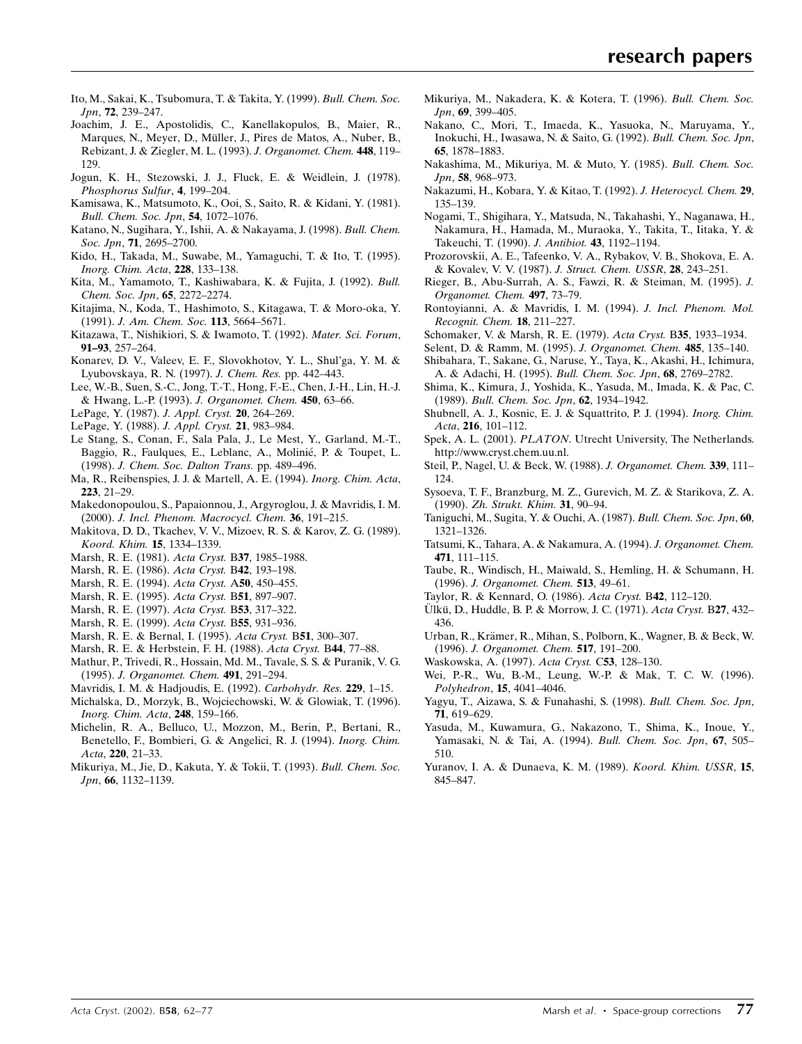Ito, M., Sakai, K., Tsubomura, T. & Takita, Y. (1999). *Bull. Chem. Soc. Jpn*, **72**, 239–247.

Joachim, J. E., Apostolidis, C., Kanellakopulos, B., Maier, R., Marques, N., Meyer, D., Müller, J., Pires de Matos, A., Nuber, B., Rebizant, J. & Ziegler, M. L. (1993). *J. Organomet. Chem.* **448**, 119–129.

Jogun, K. H., Stezowski, J. J., Fluck, E. & Weidlein, J. (1978). *Phosphorus Sulfur*, **4**, 199–204.

Kamisawa, K., Matsumoto, K., Ooi, S., Saito, R. & Kidani, Y. (1981). *Bull. Chem. Soc. Jpn*, **54**, 1072–1076.

Katano, N., Sugihara, Y., Ishii, A. & Nakayama, J. (1998). *Bull. Chem. Soc. Jpn*, **71**, 2695–2700.

Kido, H., Takada, M., Suwabe, M., Yamaguchi, T. & Ito, T. (1995). *Inorg. Chim. Acta*, **228**, 133–138.

Kita, M., Yamamoto, T., Kashiwabara, K. & Fujita, J. (1992). *Bull. Chem. Soc. Jpn*, **65**, 2272–2274.

Kitajima, N., Koda, T., Hashimoto, S., Kitagawa, T. & Moro-oka, Y. (1991). *J. Am. Chem. Soc.* **113**, 5664–5671.

Kitazawa, T., Nishikiori, S. & Iwamoto, T. (1992). *Mater. Sci. Forum*, **91–93**, 257–264.

Konarev, D. V., Valeev, E. F., Slovokhotov, Y. L., Shul'ga, Y. M. & Lyubovskaya, R. N. (1997). *J. Chem. Res.* pp. 442–443.

Lee, W.-B., Suen, S.-C., Jong, T.-T., Hong, F.-E., Chen, J.-H., Lin, H.-J. & Hwang, L.-P. (1993). *J. Organomet. Chem.* **450**, 63–66.

LePage, Y. (1987). *J. Appl. Cryst.* **20**, 264–269.

LePage, Y. (1988). *J. Appl. Cryst.* **21**, 983–984.

Le Stang, S., Conan, F., Sala Pala, J., Le Mest, Y., Garland, M.-T., Baggio, R., Faulques, E., Leblanc, A., Molinié, P. & Toupet, L. (1998). *J. Chem. Soc. Dalton Trans.* pp. 489–496.

Ma, R., Reibenspies, J. J. & Martell, A. E. (1994). *Inorg. Chim. Acta*, **223**, 21–29.

Makedonopoulou, S., Papaionnou, J., Argyroglou, J. & Mavridis, I. M. (2000). *J. Incl. Phenom. Macrocycl. Chem.* **36**, 191–215.

Makitova, D. D., Tkachev, V. V., Mizoev, R. S. & Karov, Z. G. (1989). *Koord. Khim.* **15**, 1334–1339.

Marsh, R. E. (1981). *Acta Cryst.* B**37**, 1985–1988.

Marsh, R. E. (1986). *Acta Cryst.* B**42**, 193–198.

Marsh, R. E. (1994). *Acta Cryst.* A**50**, 450–455.

Marsh, R. E. (1995). *Acta Cryst.* B**51**, 897–907.

Marsh, R. E. (1997). *Acta Cryst.* B**53**, 317–322.

Marsh, R. E. (1999). *Acta Cryst.* B**55**, 931–936.

Marsh, R. E. & Bernal, I. (1995). *Acta Cryst.* B**51**, 300–307.

Marsh, R. E. & Herbstein, F. H. (1988). *Acta Cryst.* B**44**, 77–88.

Mathur, P., Trivedi, R., Hossain, Md. M., Tavale, S. S. & Puranik, V. G. (1995). *J. Organomet. Chem.* **491**, 291–294.

Mavridis, I. M. & Hadjoudis, E. (1992). *Carbohydr. Res.* **229**, 1–15.

Michalska, D., Morzyk, B., Wojciechowski, W. & Glowiak, T. (1996). *Inorg. Chim. Acta*, **248**, 159–166.

Michelin, R. A., Belluco, U., Mozzon, M., Berin, P., Bertani, R., Benetello, F., Bombieri, G. & Angelici, R. J. (1994). *Inorg. Chim. Acta*, **220**, 21–33.

Mikuriya, M., Jie, D., Kakuta, Y. & Tokii, T. (1993). *Bull. Chem. Soc. Jpn*, **66**, 1132–1139.

Mikuriya, M., Nakadera, K. & Kotera, T. (1996). *Bull. Chem. Soc. Jpn*, **69**, 399–405.

Nakano, C., Mori, T., Imaeda, K., Yasuoka, N., Maruyama, Y., Inokuchi, H., Iwasawa, N. & Saito, G. (1992). *Bull. Chem. Soc. Jpn*, **65**, 1878–1883.

Nakashima, M., Mikuriya, M. & Muto, Y. (1985). *Bull. Chem. Soc. Jpn*, **58**, 968–973.

Nakazumi, H., Kobara, Y. & Kitao, T. (1992). *J. Heterocycl. Chem.* **29**, 135–139.

Nogami, T., Shigihara, Y., Matsuda, N., Takahashi, Y., Naganawa, H., Nakamura, H., Hamada, M., Muraoka, Y., Takita, T., Iitaka, Y. & Takeuchi, T. (1990). *J. Antibiot.* **43**, 1192–1194.

Prozorovskii, A. E., Tafeenko, V. A., Rybakov, V. B., Shokova, E. A. & Kovalev, V. V. (1987). *J. Struct. Chem. USSR*, **28**, 243–251.

Rieger, B., Abu-Surrah, A. S., Fawzi, R. & Steiman, M. (1995). *J. Organomet. Chem.* **497**, 73–79.

Rontoyianni, A. & Mavridis, I. M. (1994). *J. Incl. Phenom. Mol. Recognit. Chem.* **18**, 211–227.

Schomaker, V. & Marsh, R. E. (1979). *Acta Cryst.* B**35**, 1933–1934.

Selent, D. & Ramm, M. (1995). *J. Organomet. Chem.* **485**, 135–140.

Shibahara, T., Sakane, G., Naruse, Y., Taya, K., Akashi, H., Ichimura, A. & Adachi, H. (1995). *Bull. Chem. Soc. Jpn*, **68**, 2769–2782.

Shima, K., Kimura, J., Yoshida, K., Yasuda, M., Imada, K. & Pac, C. (1989). *Bull. Chem. Soc. Jpn*, **62**, 1934–1942.

Shubnell, A. J., Kosnic, E. J. & Squattrito, P. J. (1994). *Inorg. Chim. Acta*, **216**, 101–112.

Spek, A. L. (2001). *PLATON*. Utrecht University, The Netherlands. http://www.cryst.chem.uu.nl.

Steil, P., Nagel, U. & Beck, W. (1988). *J. Organomet. Chem.* **339**, 111–124.

Sysoeva, T. F., Branzburg, M. Z., Gurevich, M. Z. & Starikova, Z. A. (1990). *Zh. Strukt. Khim.* **31**, 90–94.

Taniguchi, M., Sugita, Y. & Ouchi, A. (1987). *Bull. Chem. Soc. Jpn*, **60**, 1321–1326.

Tatsumi, K., Tahara, A. & Nakamura, A. (1994). *J. Organomet. Chem.* **471**, 111–115.

Taube, R., Windisch, H., Maiwald, S., Hemling, H. & Schumann, H. (1996). *J. Organomet. Chem.* **513**, 49–61.

Taylor, R. & Kennard, O. (1986). *Acta Cryst.* B**42**, 112–120.

Ülkü, D., Huddle, B. P. & Morrow, J. C. (1971). *Acta Cryst.* B**27**, 432–436.

Urban, R., Krämer, R., Mihan, S., Polborn, K., Wagner, B. & Beck, W. (1996). *J. Organomet. Chem.* **517**, 191–200.

Waskowska, A. (1997). *Acta Cryst.* C**53**, 128–130.

Wei, P.-R., Wu, B.-M., Leung, W.-P. & Mak, T. C. W. (1996). *Polyhedron*, **15**, 4041–4046.

Yagyu, T., Aizawa, S. & Funahashi, S. (1998). *Bull. Chem. Soc. Jpn*, **71**, 619–629.

Yasuda, M., Kuwamura, G., Nakazono, T., Shima, K., Inoue, Y., Yamasaki, N. & Tai, A. (1994). *Bull. Chem. Soc. Jpn*, **67**, 505–510.

Yuranov, I. A. & Dunaeva, K. M. (1989). *Koord. Khim. USSR*, **15**, 845–847.